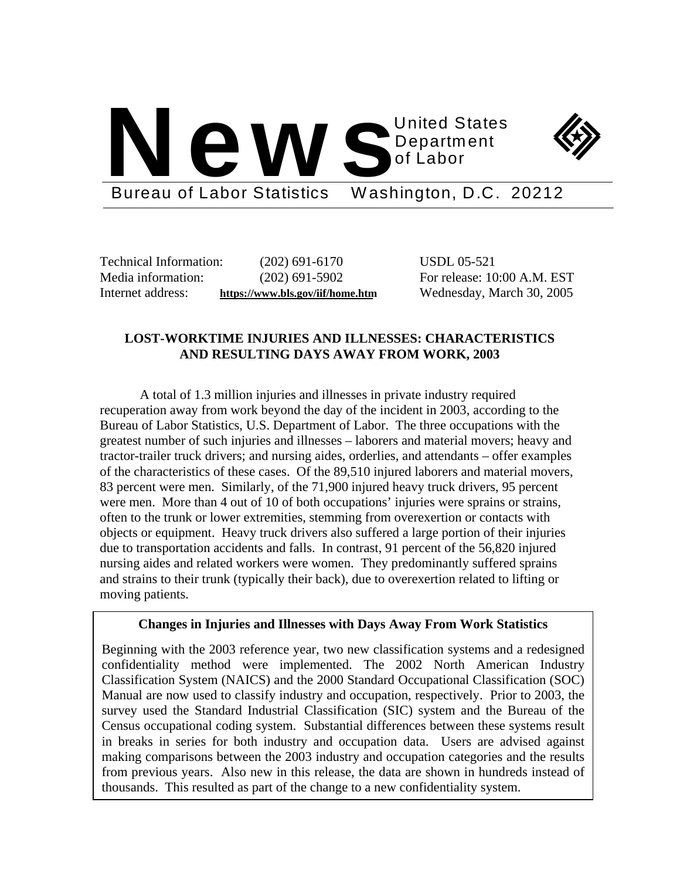# News

United States Department of Labor

Bureau of Labor Statistics Washington, D.C. 20212

| | | |
|---|---|---|
| Technical Information: | (202) 691-6170 | USDL 05-521 |
| Media information: | (202) 691-5902 | For release: 10:00 A.M. EST |
| Internet address: | **https://www.bls.gov/iif/home.htm** | Wednesday, March 30, 2005 |

## LOST-WORKTIME INJURIES AND ILLNESSES: CHARACTERISTICS AND RESULTING DAYS AWAY FROM WORK, 2003

A total of 1.3 million injuries and illnesses in private industry required recuperation away from work beyond the day of the incident in 2003, according to the Bureau of Labor Statistics, U.S. Department of Labor. The three occupations with the greatest number of such injuries and illnesses – laborers and material movers; heavy and tractor-trailer truck drivers; and nursing aides, orderlies, and attendants – offer examples of the characteristics of these cases. Of the 89,510 injured laborers and material movers, 83 percent were men. Similarly, of the 71,900 injured heavy truck drivers, 95 percent were men. More than 4 out of 10 of both occupations' injuries were sprains or strains, often to the trunk or lower extremities, stemming from overexertion or contacts with objects or equipment. Heavy truck drivers also suffered a large portion of their injuries due to transportation accidents and falls. In contrast, 91 percent of the 56,820 injured nursing aides and related workers were women. They predominantly suffered sprains and strains to their trunk (typically their back), due to overexertion related to lifting or moving patients.

**Changes in Injuries and Illnesses with Days Away From Work Statistics**

Beginning with the 2003 reference year, two new classification systems and a redesigned confidentiality method were implemented. The 2002 North American Industry Classification System (NAICS) and the 2000 Standard Occupational Classification (SOC) Manual are now used to classify industry and occupation, respectively. Prior to 2003, the survey used the Standard Industrial Classification (SIC) system and the Bureau of the Census occupational coding system. Substantial differences between these systems result in breaks in series for both industry and occupation data. Users are advised against making comparisons between the 2003 industry and occupation categories and the results from previous years. Also new in this release, the data are shown in hundreds instead of thousands. This resulted as part of the change to a new confidentiality system.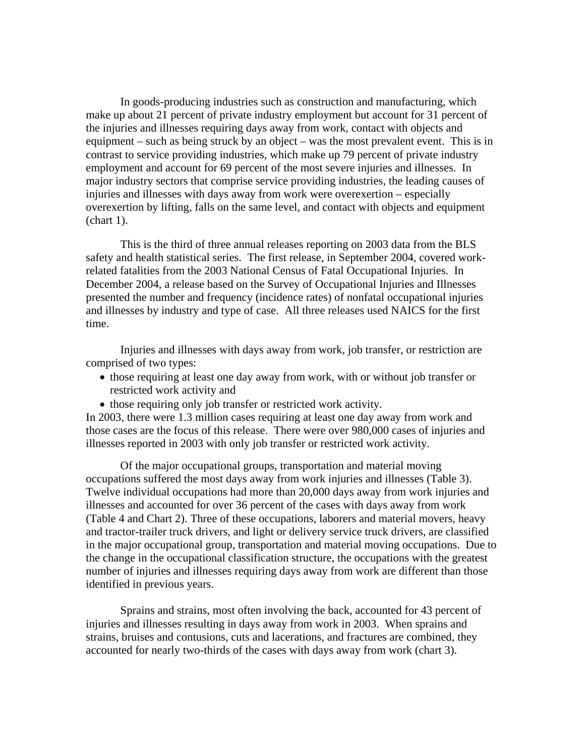In goods-producing industries such as construction and manufacturing, which make up about 21 percent of private industry employment but account for 31 percent of the injuries and illnesses requiring days away from work, contact with objects and equipment – such as being struck by an object – was the most prevalent event. This is in contrast to service providing industries, which make up 79 percent of private industry employment and account for 69 percent of the most severe injuries and illnesses. In major industry sectors that comprise service providing industries, the leading causes of injuries and illnesses with days away from work were overexertion – especially overexertion by lifting, falls on the same level, and contact with objects and equipment (chart 1).

This is the third of three annual releases reporting on 2003 data from the BLS safety and health statistical series. The first release, in September 2004, covered work-related fatalities from the 2003 National Census of Fatal Occupational Injuries. In December 2004, a release based on the Survey of Occupational Injuries and Illnesses presented the number and frequency (incidence rates) of nonfatal occupational injuries and illnesses by industry and type of case. All three releases used NAICS for the first time.

Injuries and illnesses with days away from work, job transfer, or restriction are comprised of two types:

- those requiring at least one day away from work, with or without job transfer or restricted work activity and
- those requiring only job transfer or restricted work activity.

In 2003, there were 1.3 million cases requiring at least one day away from work and those cases are the focus of this release. There were over 980,000 cases of injuries and illnesses reported in 2003 with only job transfer or restricted work activity.

Of the major occupational groups, transportation and material moving occupations suffered the most days away from work injuries and illnesses (Table 3). Twelve individual occupations had more than 20,000 days away from work injuries and illnesses and accounted for over 36 percent of the cases with days away from work (Table 4 and Chart 2). Three of these occupations, laborers and material movers, heavy and tractor-trailer truck drivers, and light or delivery service truck drivers, are classified in the major occupational group, transportation and material moving occupations. Due to the change in the occupational classification structure, the occupations with the greatest number of injuries and illnesses requiring days away from work are different than those identified in previous years.

Sprains and strains, most often involving the back, accounted for 43 percent of injuries and illnesses resulting in days away from work in 2003. When sprains and strains, bruises and contusions, cuts and lacerations, and fractures are combined, they accounted for nearly two-thirds of the cases with days away from work (chart 3).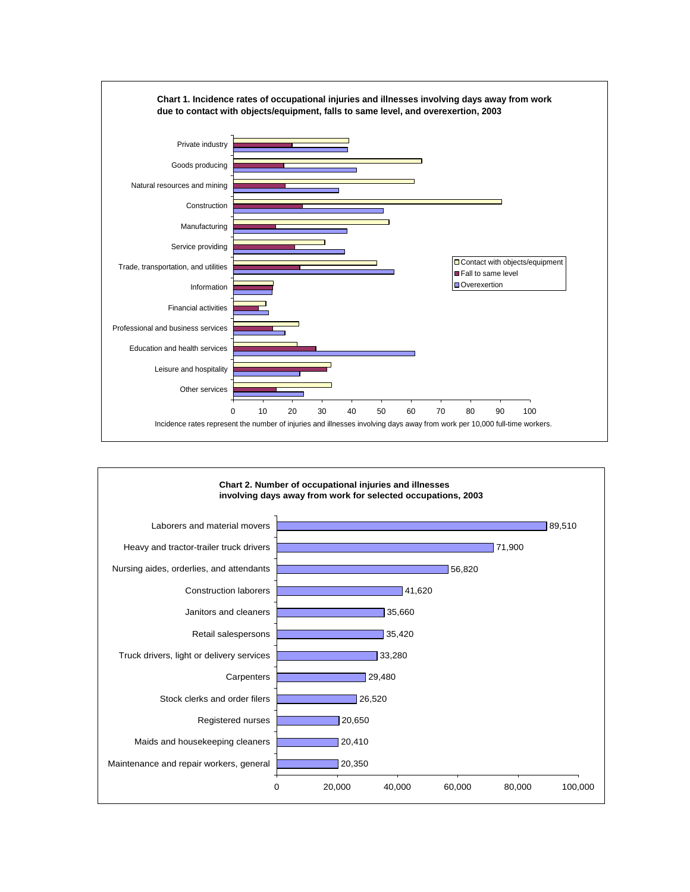**Chart 1. Incidence rates of occupational injuries and illnesses involving days away from work due to contact with objects/equipment, falls to same level, and overexertion, 2003**

Legend: Contact with objects/equipment; Fall to same level; Overexertion

Categories: Private industry; Goods producing; Natural resources and mining; Construction; Manufacturing; Service providing; Trade, transportation, and utilities; Information; Financial activities; Professional and business services; Education and health services; Leisure and hospitality; Other services

Axis: 0, 10, 20, 30, 40, 50, 60, 70, 80, 90, 100

Incidence rates represent the number of injuries and illnesses involving days away from work per 10,000 full-time workers.

**Chart 2. Number of occupational injuries and illnesses involving days away from work for selected occupations, 2003**

| Occupation | Number |
|---|---|
| Laborers and material movers | 89,510 |
| Heavy and tractor-trailer truck drivers | 71,900 |
| Nursing aides, orderlies, and attendants | 56,820 |
| Construction laborers | 41,620 |
| Janitors and cleaners | 35,660 |
| Retail salespersons | 35,420 |
| Truck drivers, light or delivery services | 33,280 |
| Carpenters | 29,480 |
| Stock clerks and order filers | 26,520 |
| Registered nurses | 20,650 |
| Maids and housekeeping cleaners | 20,410 |
| Maintenance and repair workers, general | 20,350 |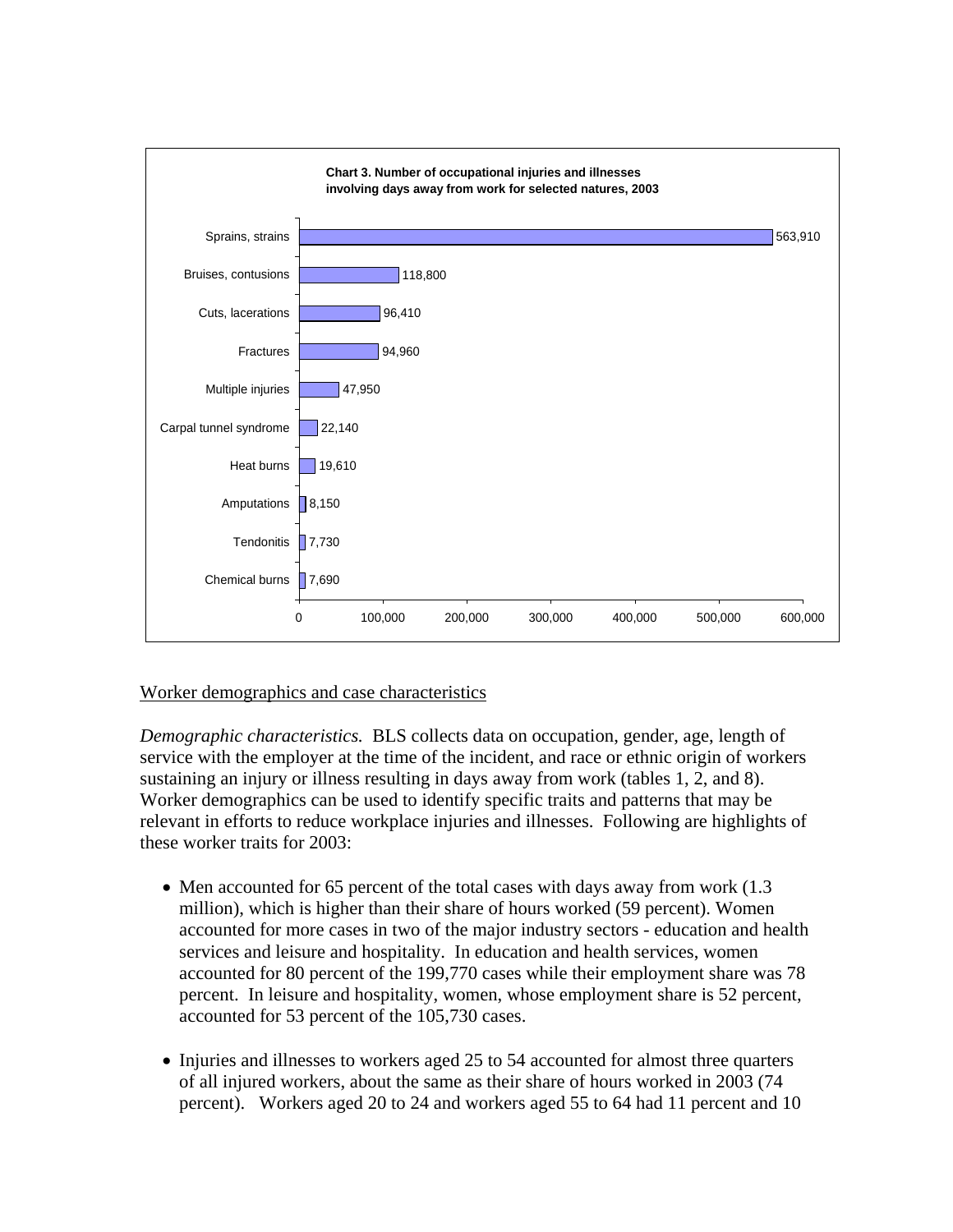**Chart 3. Number of occupational injuries and illnesses involving days away from work for selected natures, 2003**

| Nature | Number |
| --- | --- |
| Sprains, strains | 563,910 |
| Bruises, contusions | 118,800 |
| Cuts, lacerations | 96,410 |
| Fractures | 94,960 |
| Multiple injuries | 47,950 |
| Carpal tunnel syndrome | 22,140 |
| Heat burns | 19,610 |
| Amputations | 8,150 |
| Tendonitis | 7,730 |
| Chemical burns | 7,690 |

## Worker demographics and case characteristics

*Demographic characteristics.* BLS collects data on occupation, gender, age, length of service with the employer at the time of the incident, and race or ethnic origin of workers sustaining an injury or illness resulting in days away from work (tables 1, 2, and 8). Worker demographics can be used to identify specific traits and patterns that may be relevant in efforts to reduce workplace injuries and illnesses. Following are highlights of these worker traits for 2003:

- Men accounted for 65 percent of the total cases with days away from work (1.3 million), which is higher than their share of hours worked (59 percent). Women accounted for more cases in two of the major industry sectors - education and health services and leisure and hospitality. In education and health services, women accounted for 80 percent of the 199,770 cases while their employment share was 78 percent. In leisure and hospitality, women, whose employment share is 52 percent, accounted for 53 percent of the 105,730 cases.

- Injuries and illnesses to workers aged 25 to 54 accounted for almost three quarters of all injured workers, about the same as their share of hours worked in 2003 (74 percent). Workers aged 20 to 24 and workers aged 55 to 64 had 11 percent and 10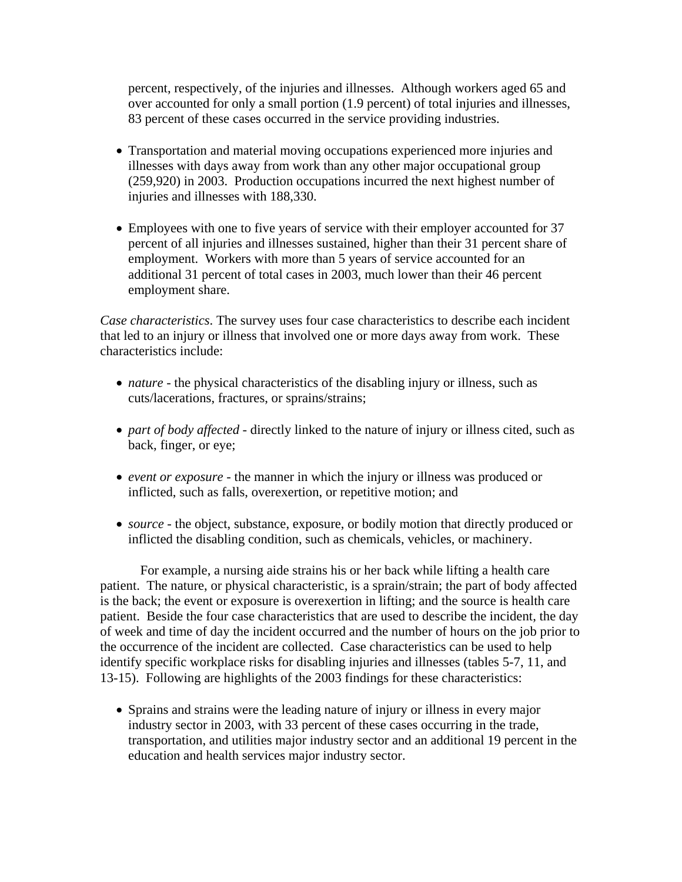percent, respectively, of the injuries and illnesses. Although workers aged 65 and over accounted for only a small portion (1.9 percent) of total injuries and illnesses, 83 percent of these cases occurred in the service providing industries.

- Transportation and material moving occupations experienced more injuries and illnesses with days away from work than any other major occupational group (259,920) in 2003. Production occupations incurred the next highest number of injuries and illnesses with 188,330.

- Employees with one to five years of service with their employer accounted for 37 percent of all injuries and illnesses sustained, higher than their 31 percent share of employment. Workers with more than 5 years of service accounted for an additional 31 percent of total cases in 2003, much lower than their 46 percent employment share.

*Case characteristics*. The survey uses four case characteristics to describe each incident that led to an injury or illness that involved one or more days away from work. These characteristics include:

- *nature* - the physical characteristics of the disabling injury or illness, such as cuts/lacerations, fractures, or sprains/strains;

- *part of body affected* - directly linked to the nature of injury or illness cited, such as back, finger, or eye;

- *event or exposure* - the manner in which the injury or illness was produced or inflicted, such as falls, overexertion, or repetitive motion; and

- *source* - the object, substance, exposure, or bodily motion that directly produced or inflicted the disabling condition, such as chemicals, vehicles, or machinery.

For example, a nursing aide strains his or her back while lifting a health care patient. The nature, or physical characteristic, is a sprain/strain; the part of body affected is the back; the event or exposure is overexertion in lifting; and the source is health care patient. Beside the four case characteristics that are used to describe the incident, the day of week and time of day the incident occurred and the number of hours on the job prior to the occurrence of the incident are collected. Case characteristics can be used to help identify specific workplace risks for disabling injuries and illnesses (tables 5-7, 11, and 13-15). Following are highlights of the 2003 findings for these characteristics:

- Sprains and strains were the leading nature of injury or illness in every major industry sector in 2003, with 33 percent of these cases occurring in the trade, transportation, and utilities major industry sector and an additional 19 percent in the education and health services major industry sector.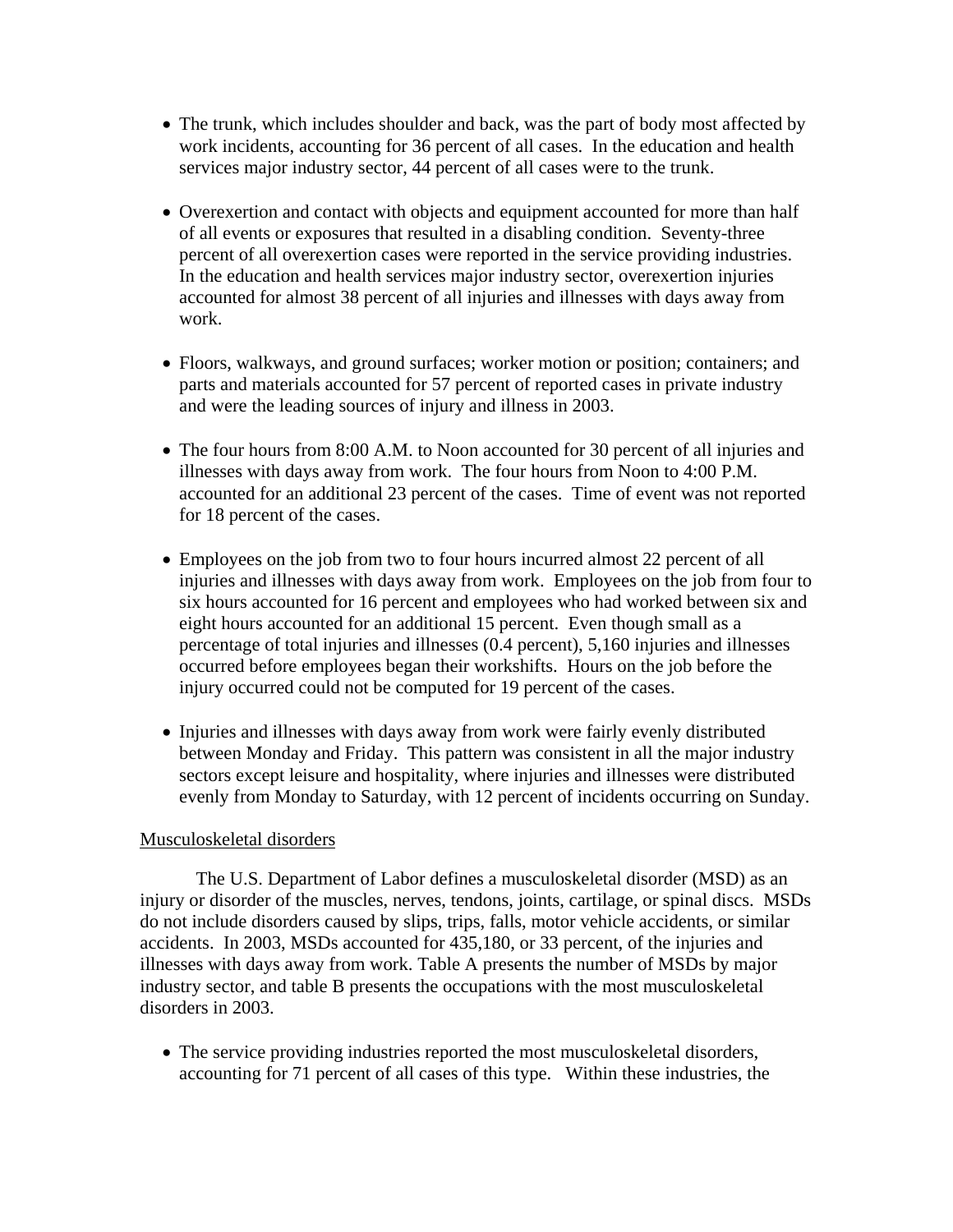- The trunk, which includes shoulder and back, was the part of body most affected by work incidents, accounting for 36 percent of all cases. In the education and health services major industry sector, 44 percent of all cases were to the trunk.

- Overexertion and contact with objects and equipment accounted for more than half of all events or exposures that resulted in a disabling condition. Seventy-three percent of all overexertion cases were reported in the service providing industries. In the education and health services major industry sector, overexertion injuries accounted for almost 38 percent of all injuries and illnesses with days away from work.

- Floors, walkways, and ground surfaces; worker motion or position; containers; and parts and materials accounted for 57 percent of reported cases in private industry and were the leading sources of injury and illness in 2003.

- The four hours from 8:00 A.M. to Noon accounted for 30 percent of all injuries and illnesses with days away from work. The four hours from Noon to 4:00 P.M. accounted for an additional 23 percent of the cases. Time of event was not reported for 18 percent of the cases.

- Employees on the job from two to four hours incurred almost 22 percent of all injuries and illnesses with days away from work. Employees on the job from four to six hours accounted for 16 percent and employees who had worked between six and eight hours accounted for an additional 15 percent. Even though small as a percentage of total injuries and illnesses (0.4 percent), 5,160 injuries and illnesses occurred before employees began their workshifts. Hours on the job before the injury occurred could not be computed for 19 percent of the cases.

- Injuries and illnesses with days away from work were fairly evenly distributed between Monday and Friday. This pattern was consistent in all the major industry sectors except leisure and hospitality, where injuries and illnesses were distributed evenly from Monday to Saturday, with 12 percent of incidents occurring on Sunday.

Musculoskeletal disorders

The U.S. Department of Labor defines a musculoskeletal disorder (MSD) as an injury or disorder of the muscles, nerves, tendons, joints, cartilage, or spinal discs. MSDs do not include disorders caused by slips, trips, falls, motor vehicle accidents, or similar accidents. In 2003, MSDs accounted for 435,180, or 33 percent, of the injuries and illnesses with days away from work. Table A presents the number of MSDs by major industry sector, and table B presents the occupations with the most musculoskeletal disorders in 2003.

- The service providing industries reported the most musculoskeletal disorders, accounting for 71 percent of all cases of this type. Within these industries, the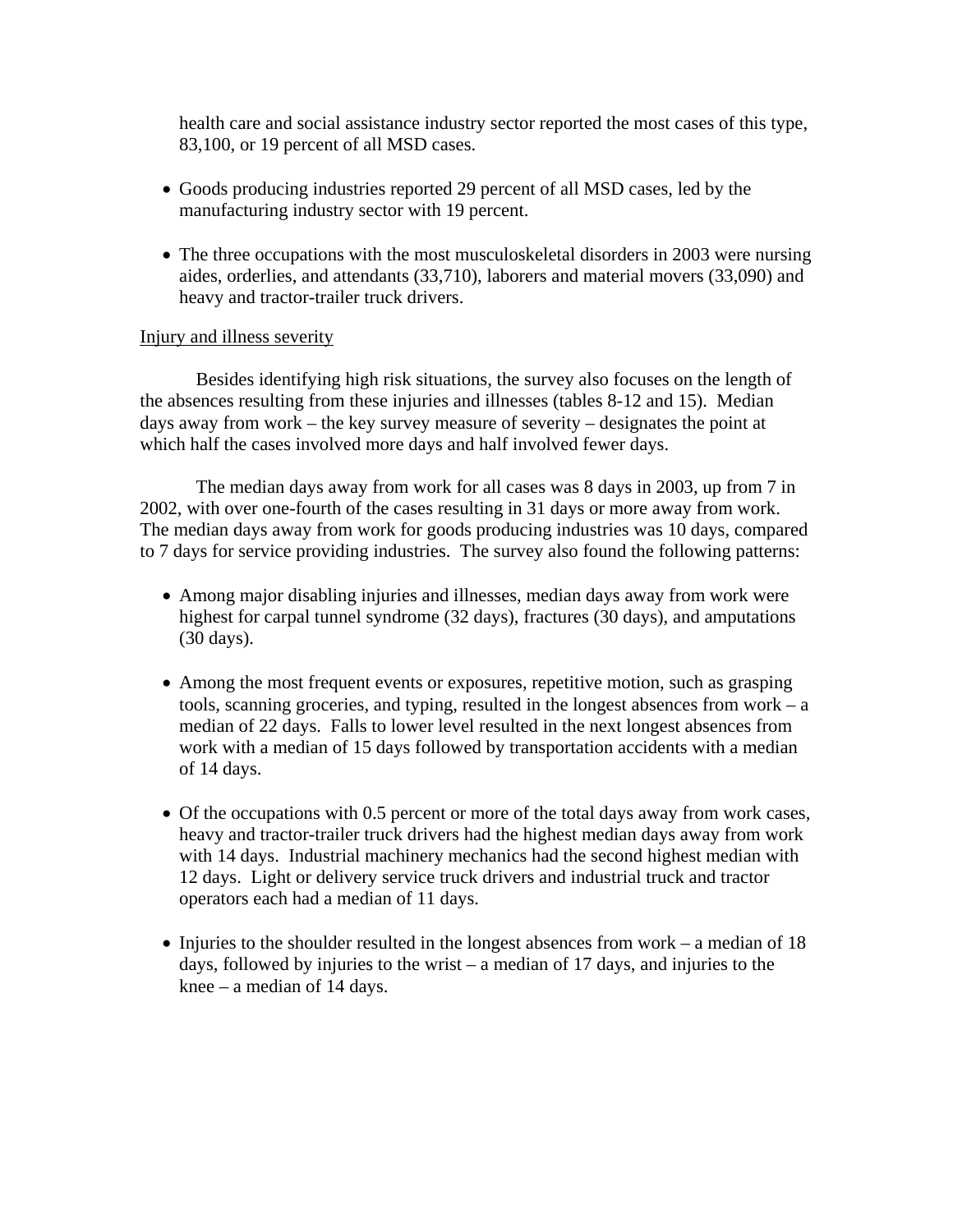health care and social assistance industry sector reported the most cases of this type, 83,100, or 19 percent of all MSD cases.

- Goods producing industries reported 29 percent of all MSD cases, led by the manufacturing industry sector with 19 percent.
- The three occupations with the most musculoskeletal disorders in 2003 were nursing aides, orderlies, and attendants (33,710), laborers and material movers (33,090) and heavy and tractor-trailer truck drivers.

Injury and illness severity

Besides identifying high risk situations, the survey also focuses on the length of the absences resulting from these injuries and illnesses (tables 8-12 and 15). Median days away from work – the key survey measure of severity – designates the point at which half the cases involved more days and half involved fewer days.

The median days away from work for all cases was 8 days in 2003, up from 7 in 2002, with over one-fourth of the cases resulting in 31 days or more away from work. The median days away from work for goods producing industries was 10 days, compared to 7 days for service providing industries. The survey also found the following patterns:

- Among major disabling injuries and illnesses, median days away from work were highest for carpal tunnel syndrome (32 days), fractures (30 days), and amputations (30 days).
- Among the most frequent events or exposures, repetitive motion, such as grasping tools, scanning groceries, and typing, resulted in the longest absences from work – a median of 22 days. Falls to lower level resulted in the next longest absences from work with a median of 15 days followed by transportation accidents with a median of 14 days.
- Of the occupations with 0.5 percent or more of the total days away from work cases, heavy and tractor-trailer truck drivers had the highest median days away from work with 14 days. Industrial machinery mechanics had the second highest median with 12 days. Light or delivery service truck drivers and industrial truck and tractor operators each had a median of 11 days.
- Injuries to the shoulder resulted in the longest absences from work – a median of 18 days, followed by injuries to the wrist – a median of 17 days, and injuries to the knee – a median of 14 days.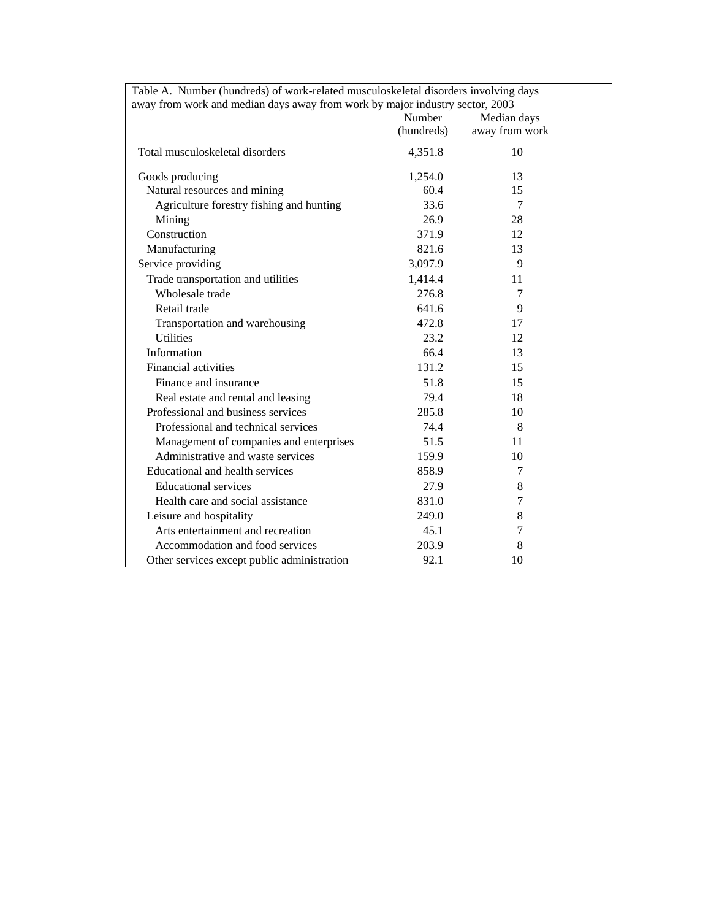Table A. Number (hundreds) of work-related musculoskeletal disorders involving days away from work and median days away from work by major industry sector, 2003

| | Number (hundreds) | Median days away from work |
|---|---|---|
| Total musculoskeletal disorders | 4,351.8 | 10 |
| Goods producing | 1,254.0 | 13 |
| Natural resources and mining | 60.4 | 15 |
| Agriculture forestry fishing and hunting | 33.6 | 7 |
| Mining | 26.9 | 28 |
| Construction | 371.9 | 12 |
| Manufacturing | 821.6 | 13 |
| Service providing | 3,097.9 | 9 |
| Trade transportation and utilities | 1,414.4 | 11 |
| Wholesale trade | 276.8 | 7 |
| Retail trade | 641.6 | 9 |
| Transportation and warehousing | 472.8 | 17 |
| Utilities | 23.2 | 12 |
| Information | 66.4 | 13 |
| Financial activities | 131.2 | 15 |
| Finance and insurance | 51.8 | 15 |
| Real estate and rental and leasing | 79.4 | 18 |
| Professional and business services | 285.8 | 10 |
| Professional and technical services | 74.4 | 8 |
| Management of companies and enterprises | 51.5 | 11 |
| Administrative and waste services | 159.9 | 10 |
| Educational and health services | 858.9 | 7 |
| Educational services | 27.9 | 8 |
| Health care and social assistance | 831.0 | 7 |
| Leisure and hospitality | 249.0 | 8 |
| Arts entertainment and recreation | 45.1 | 7 |
| Accommodation and food services | 203.9 | 8 |
| Other services except public administration | 92.1 | 10 |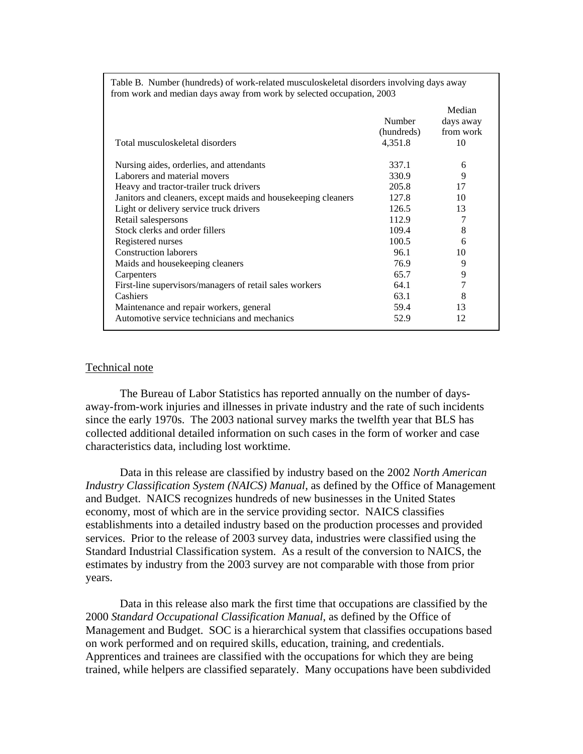Table B. Number (hundreds) of work-related musculoskeletal disorders involving days away from work and median days away from work by selected occupation, 2003

| | Number (hundreds) | Median days away from work |
|---|---|---|
| Total musculoskeletal disorders | 4,351.8 | 10 |
| Nursing aides, orderlies, and attendants | 337.1 | 6 |
| Laborers and material movers | 330.9 | 9 |
| Heavy and tractor-trailer truck drivers | 205.8 | 17 |
| Janitors and cleaners, except maids and housekeeping cleaners | 127.8 | 10 |
| Light or delivery service truck drivers | 126.5 | 13 |
| Retail salespersons | 112.9 | 7 |
| Stock clerks and order fillers | 109.4 | 8 |
| Registered nurses | 100.5 | 6 |
| Construction laborers | 96.1 | 10 |
| Maids and housekeeping cleaners | 76.9 | 9 |
| Carpenters | 65.7 | 9 |
| First-line supervisors/managers of retail sales workers | 64.1 | 7 |
| Cashiers | 63.1 | 8 |
| Maintenance and repair workers, general | 59.4 | 13 |
| Automotive service technicians and mechanics | 52.9 | 12 |

## Technical note

The Bureau of Labor Statistics has reported annually on the number of days-away-from-work injuries and illnesses in private industry and the rate of such incidents since the early 1970s. The 2003 national survey marks the twelfth year that BLS has collected additional detailed information on such cases in the form of worker and case characteristics data, including lost worktime.

Data in this release are classified by industry based on the 2002 *North American Industry Classification System (NAICS) Manual*, as defined by the Office of Management and Budget. NAICS recognizes hundreds of new businesses in the United States economy, most of which are in the service providing sector. NAICS classifies establishments into a detailed industry based on the production processes and provided services. Prior to the release of 2003 survey data, industries were classified using the Standard Industrial Classification system. As a result of the conversion to NAICS, the estimates by industry from the 2003 survey are not comparable with those from prior years.

Data in this release also mark the first time that occupations are classified by the 2000 *Standard Occupational Classification Manual*, as defined by the Office of Management and Budget. SOC is a hierarchical system that classifies occupations based on work performed and on required skills, education, training, and credentials. Apprentices and trainees are classified with the occupations for which they are being trained, while helpers are classified separately. Many occupations have been subdivided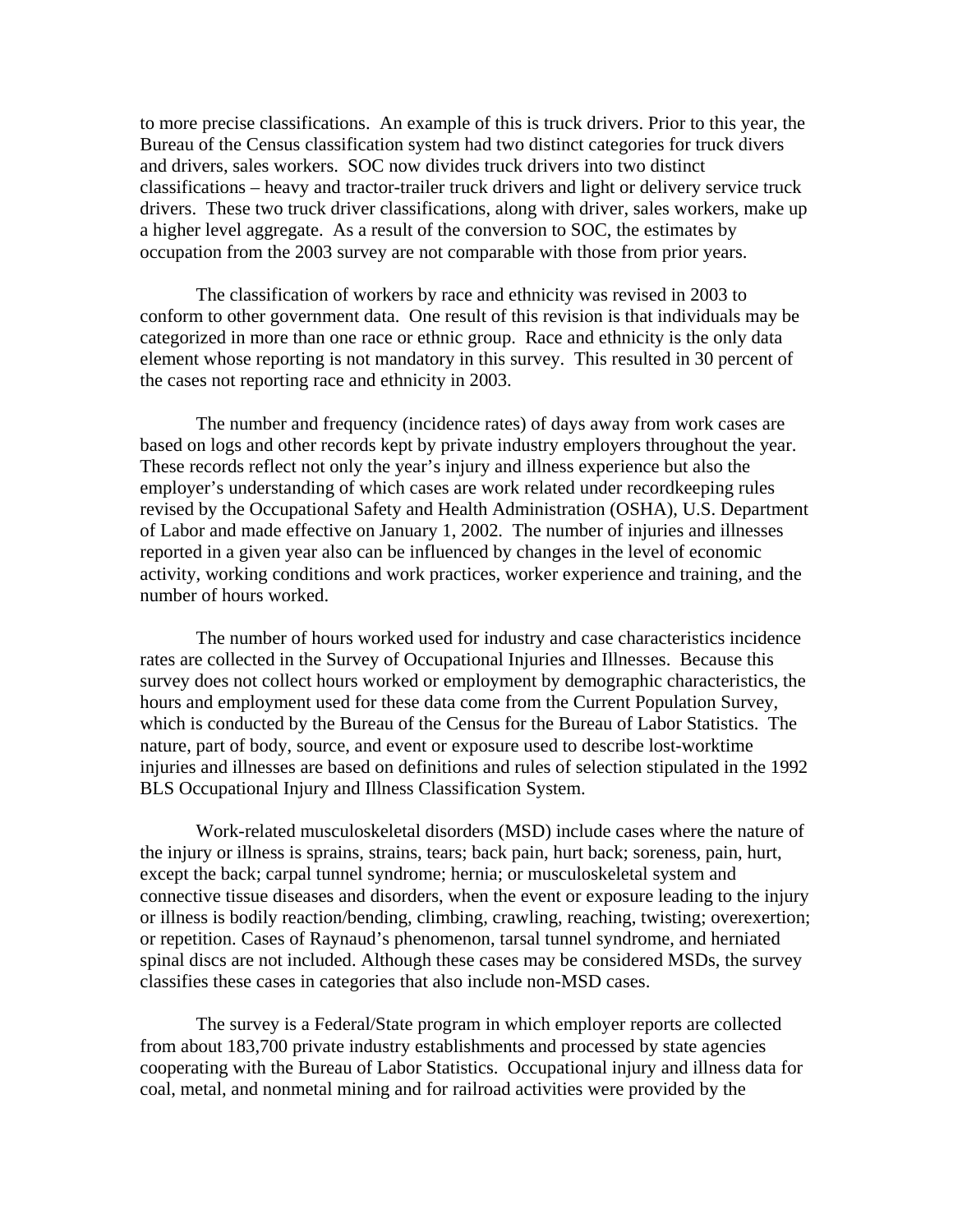to more precise classifications. An example of this is truck drivers. Prior to this year, the Bureau of the Census classification system had two distinct categories for truck divers and drivers, sales workers. SOC now divides truck drivers into two distinct classifications – heavy and tractor-trailer truck drivers and light or delivery service truck drivers. These two truck driver classifications, along with driver, sales workers, make up a higher level aggregate. As a result of the conversion to SOC, the estimates by occupation from the 2003 survey are not comparable with those from prior years.

The classification of workers by race and ethnicity was revised in 2003 to conform to other government data. One result of this revision is that individuals may be categorized in more than one race or ethnic group. Race and ethnicity is the only data element whose reporting is not mandatory in this survey. This resulted in 30 percent of the cases not reporting race and ethnicity in 2003.

The number and frequency (incidence rates) of days away from work cases are based on logs and other records kept by private industry employers throughout the year. These records reflect not only the year's injury and illness experience but also the employer's understanding of which cases are work related under recordkeeping rules revised by the Occupational Safety and Health Administration (OSHA), U.S. Department of Labor and made effective on January 1, 2002. The number of injuries and illnesses reported in a given year also can be influenced by changes in the level of economic activity, working conditions and work practices, worker experience and training, and the number of hours worked.

The number of hours worked used for industry and case characteristics incidence rates are collected in the Survey of Occupational Injuries and Illnesses. Because this survey does not collect hours worked or employment by demographic characteristics, the hours and employment used for these data come from the Current Population Survey, which is conducted by the Bureau of the Census for the Bureau of Labor Statistics. The nature, part of body, source, and event or exposure used to describe lost-worktime injuries and illnesses are based on definitions and rules of selection stipulated in the 1992 BLS Occupational Injury and Illness Classification System.

Work-related musculoskeletal disorders (MSD) include cases where the nature of the injury or illness is sprains, strains, tears; back pain, hurt back; soreness, pain, hurt, except the back; carpal tunnel syndrome; hernia; or musculoskeletal system and connective tissue diseases and disorders, when the event or exposure leading to the injury or illness is bodily reaction/bending, climbing, crawling, reaching, twisting; overexertion; or repetition. Cases of Raynaud's phenomenon, tarsal tunnel syndrome, and herniated spinal discs are not included. Although these cases may be considered MSDs, the survey classifies these cases in categories that also include non-MSD cases.

The survey is a Federal/State program in which employer reports are collected from about 183,700 private industry establishments and processed by state agencies cooperating with the Bureau of Labor Statistics. Occupational injury and illness data for coal, metal, and nonmetal mining and for railroad activities were provided by the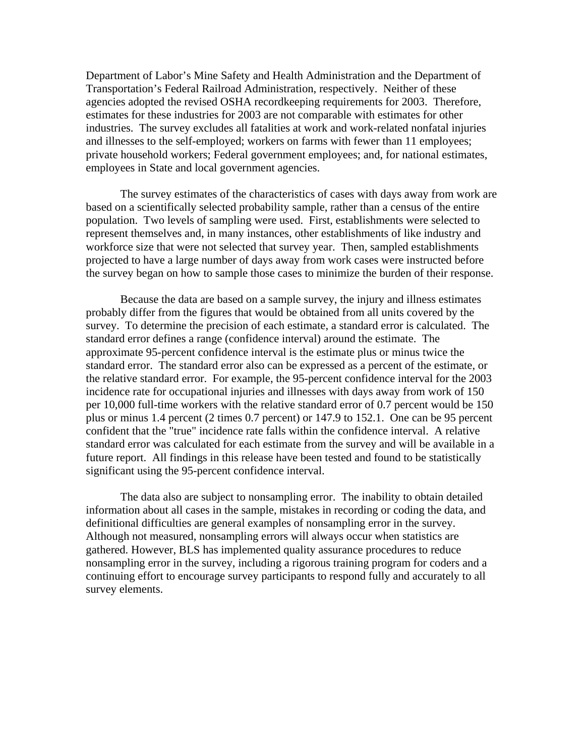Department of Labor's Mine Safety and Health Administration and the Department of Transportation's Federal Railroad Administration, respectively. Neither of these agencies adopted the revised OSHA recordkeeping requirements for 2003. Therefore, estimates for these industries for 2003 are not comparable with estimates for other industries. The survey excludes all fatalities at work and work-related nonfatal injuries and illnesses to the self-employed; workers on farms with fewer than 11 employees; private household workers; Federal government employees; and, for national estimates, employees in State and local government agencies.

The survey estimates of the characteristics of cases with days away from work are based on a scientifically selected probability sample, rather than a census of the entire population. Two levels of sampling were used. First, establishments were selected to represent themselves and, in many instances, other establishments of like industry and workforce size that were not selected that survey year. Then, sampled establishments projected to have a large number of days away from work cases were instructed before the survey began on how to sample those cases to minimize the burden of their response.

Because the data are based on a sample survey, the injury and illness estimates probably differ from the figures that would be obtained from all units covered by the survey. To determine the precision of each estimate, a standard error is calculated. The standard error defines a range (confidence interval) around the estimate. The approximate 95-percent confidence interval is the estimate plus or minus twice the standard error. The standard error also can be expressed as a percent of the estimate, or the relative standard error. For example, the 95-percent confidence interval for the 2003 incidence rate for occupational injuries and illnesses with days away from work of 150 per 10,000 full-time workers with the relative standard error of 0.7 percent would be 150 plus or minus 1.4 percent (2 times 0.7 percent) or 147.9 to 152.1. One can be 95 percent confident that the "true" incidence rate falls within the confidence interval. A relative standard error was calculated for each estimate from the survey and will be available in a future report. All findings in this release have been tested and found to be statistically significant using the 95-percent confidence interval.

The data also are subject to nonsampling error. The inability to obtain detailed information about all cases in the sample, mistakes in recording or coding the data, and definitional difficulties are general examples of nonsampling error in the survey. Although not measured, nonsampling errors will always occur when statistics are gathered. However, BLS has implemented quality assurance procedures to reduce nonsampling error in the survey, including a rigorous training program for coders and a continuing effort to encourage survey participants to respond fully and accurately to all survey elements.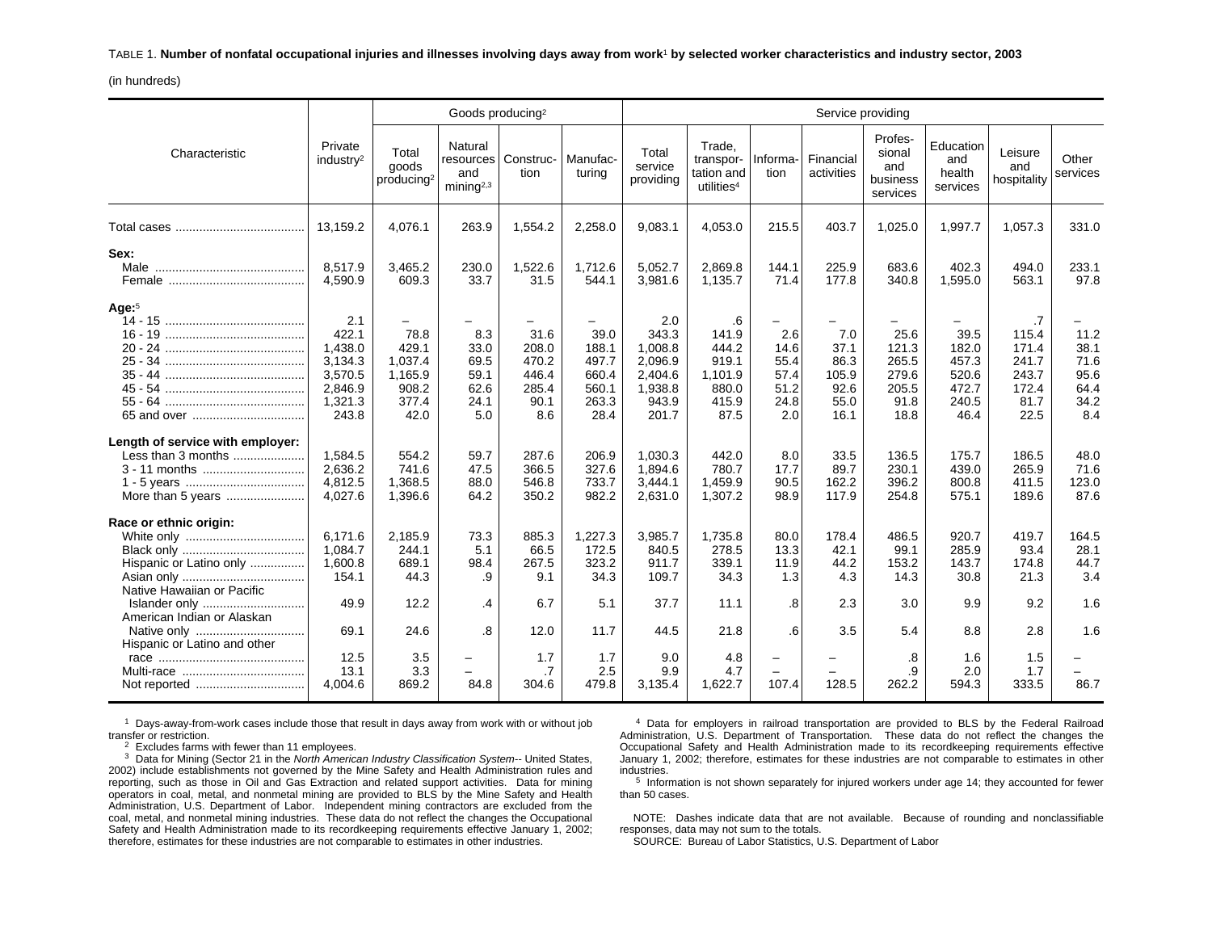TABLE 1. **Number of nonfatal occupational injuries and illnesses involving days away from work[1] by selected worker characteristics and industry sector, 2003**

(in hundreds)

| Characteristic | Private industry[2] | Goods producing[2] | | | | Service providing | | | | | | | |
|---|---|---|---|---|---|---|---|---|---|---|---|---|---|
| | | Total goods producing[2] | Natural resources and mining[2,3] | Construction | Manufacturing | Total service providing | Trade, transportation and utilities[4] | Information | Financial activities | Professional and business services | Education and health services | Leisure and hospitality | Other services |
| Total cases | 13,159.2 | 4,076.1 | 263.9 | 1,554.2 | 2,258.0 | 9,083.1 | 4,053.0 | 215.5 | 403.7 | 1,025.0 | 1,997.7 | 1,057.3 | 331.0 |
| **Sex:** | | | | | | | | | | | | | |
| Male | 8,517.9 | 3,465.2 | 230.0 | 1,522.6 | 1,712.6 | 5,052.7 | 2,869.8 | 144.1 | 225.9 | 683.6 | 402.3 | 494.0 | 233.1 |
| Female | 4,590.9 | 609.3 | 33.7 | 31.5 | 544.1 | 3,981.6 | 1,135.7 | 71.4 | 177.8 | 340.8 | 1,595.0 | 563.1 | 97.8 |
| **Age:**[5] | | | | | | | | | | | | | |
| 14 - 15 | 2.1 | – | – | – | – | 2.0 | .6 | – | – | – | – | .7 | – |
| 16 - 19 | 422.1 | 78.8 | 8.3 | 31.6 | 39.0 | 343.3 | 141.9 | 2.6 | 7.0 | 25.6 | 39.5 | 115.4 | 11.2 |
| 20 - 24 | 1,438.0 | 429.1 | 33.0 | 208.0 | 188.1 | 1,008.8 | 444.2 | 14.6 | 37.1 | 121.3 | 182.0 | 171.4 | 38.1 |
| 25 - 34 | 3,134.3 | 1,037.4 | 69.5 | 470.2 | 497.7 | 2,096.9 | 919.1 | 55.4 | 86.3 | 265.5 | 457.3 | 241.7 | 71.6 |
| 35 - 44 | 3,570.5 | 1,165.9 | 59.1 | 446.4 | 660.4 | 2,404.6 | 1,101.9 | 57.4 | 105.9 | 279.6 | 520.6 | 243.7 | 95.6 |
| 45 - 54 | 2,846.9 | 908.2 | 62.6 | 285.4 | 560.1 | 1,938.8 | 880.0 | 51.2 | 92.6 | 205.5 | 472.7 | 172.4 | 64.4 |
| 55 - 64 | 1,321.3 | 377.4 | 24.1 | 90.1 | 263.3 | 943.9 | 415.9 | 24.8 | 55.0 | 91.8 | 240.5 | 81.7 | 34.2 |
| 65 and over | 243.8 | 42.0 | 5.0 | 8.6 | 28.4 | 201.7 | 87.5 | 2.0 | 16.1 | 18.8 | 46.4 | 22.5 | 8.4 |
| **Length of service with employer:** | | | | | | | | | | | | | |
| Less than 3 months | 1,584.5 | 554.2 | 59.7 | 287.6 | 206.9 | 1,030.3 | 442.0 | 8.0 | 33.5 | 136.5 | 175.7 | 186.5 | 48.0 |
| 3 - 11 months | 2,636.2 | 741.6 | 47.5 | 366.5 | 327.6 | 1,894.6 | 780.7 | 17.7 | 89.7 | 230.1 | 439.0 | 265.9 | 71.6 |
| 1 - 5 years | 4,812.5 | 1,368.5 | 88.0 | 546.8 | 733.7 | 3,444.1 | 1,459.9 | 90.5 | 162.2 | 396.2 | 800.8 | 411.5 | 123.0 |
| More than 5 years | 4,027.6 | 1,396.6 | 64.2 | 350.2 | 982.2 | 2,631.0 | 1,307.2 | 98.9 | 117.9 | 254.8 | 575.1 | 189.6 | 87.6 |
| **Race or ethnic origin:** | | | | | | | | | | | | | |
| White only | 6,171.6 | 2,185.9 | 73.3 | 885.3 | 1,227.3 | 3,985.7 | 1,735.8 | 80.0 | 178.4 | 486.5 | 920.7 | 419.7 | 164.5 |
| Black only | 1,084.7 | 244.1 | 5.1 | 66.5 | 172.5 | 840.5 | 278.5 | 13.3 | 42.1 | 99.1 | 285.9 | 93.4 | 28.1 |
| Hispanic or Latino only | 1,600.8 | 689.1 | 98.4 | 267.5 | 323.2 | 911.7 | 339.1 | 11.9 | 44.2 | 153.2 | 143.7 | 174.8 | 44.7 |
| Asian only | 154.1 | 44.3 | .9 | 9.1 | 34.3 | 109.7 | 34.3 | 1.3 | 4.3 | 14.3 | 30.8 | 21.3 | 3.4 |
| Native Hawaiian or Pacific Islander only | 49.9 | 12.2 | .4 | 6.7 | 5.1 | 37.7 | 11.1 | .8 | 2.3 | 3.0 | 9.9 | 9.2 | 1.6 |
| American Indian or Alaskan Native only | 69.1 | 24.6 | .8 | 12.0 | 11.7 | 44.5 | 21.8 | .6 | 3.5 | 5.4 | 8.8 | 2.8 | 1.6 |
| Hispanic or Latino and other race | 12.5 | 3.5 | – | 1.7 | 1.7 | 9.0 | 4.8 | – | – | .8 | 1.6 | 1.5 | – |
| Multi-race | 13.1 | 3.3 | – | .7 | 2.5 | 9.9 | 4.7 | – | – | .9 | 2.0 | 1.7 | – |
| Not reported | 4,004.6 | 869.2 | 84.8 | 304.6 | 479.8 | 3,135.4 | 1,622.7 | 107.4 | 128.5 | 262.2 | 594.3 | 333.5 | 86.7 |

[1] Days-away-from-work cases include those that result in days away from work with or without job transfer or restriction.

[2] Excludes farms with fewer than 11 employees.

[3] Data for Mining (Sector 21 in the *North American Industry Classification System*-- United States, 2002) include establishments not governed by the Mine Safety and Health Administration rules and reporting, such as those in Oil and Gas Extraction and related support activities. Data for mining operators in coal, metal, and nonmetal mining are provided to BLS by the Mine Safety and Health Administration, U.S. Department of Labor. Independent mining contractors are excluded from the coal, metal, and nonmetal mining industries. These data do not reflect the changes the Occupational Safety and Health Administration made to its recordkeeping requirements effective January 1, 2002; therefore, estimates for these industries are not comparable to estimates in other industries.

[4] Data for employers in railroad transportation are provided to BLS by the Federal Railroad Administration, U.S. Department of Transportation. These data do not reflect the changes the Occupational Safety and Health Administration made to its recordkeeping requirements effective January 1, 2002; therefore, estimates for these industries are not comparable to estimates in other industries.

[5] Information is not shown separately for injured workers under age 14; they accounted for fewer than 50 cases.

NOTE: Dashes indicate data that are not available. Because of rounding and nonclassifiable responses, data may not sum to the totals.

SOURCE: Bureau of Labor Statistics, U.S. Department of Labor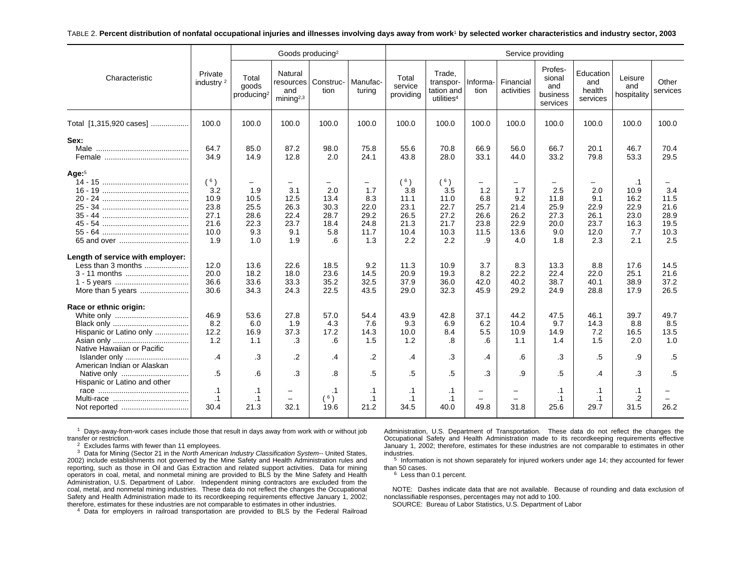TABLE 2. **Percent distribution of nonfatal occupational injuries and illnesses involving days away from work[1] by selected worker characteristics and industry sector, 2003**

| Characteristic | Private industry [2] | Goods producing[2] | | | | Service providing | | | | | | | |
|---|---|---|---|---|---|---|---|---|---|---|---|---|---|
| | | Total goods producing[2] | Natural resources and mining[2,3] | Construction | Manufacturing | Total service providing | Trade, transportation and utilities[4] | Information | Financial activities | Professional and business services | Education and health services | Leisure and hospitality | Other services |
| Total [1,315,920 cases] | 100.0 | 100.0 | 100.0 | 100.0 | 100.0 | 100.0 | 100.0 | 100.0 | 100.0 | 100.0 | 100.0 | 100.0 | 100.0 |
| **Sex:** | | | | | | | | | | | | | |
| Male | 64.7 | 85.0 | 87.2 | 98.0 | 75.8 | 55.6 | 70.8 | 66.9 | 56.0 | 66.7 | 20.1 | 46.7 | 70.4 |
| Female | 34.9 | 14.9 | 12.8 | 2.0 | 24.1 | 43.8 | 28.0 | 33.1 | 44.0 | 33.2 | 79.8 | 53.3 | 29.5 |
| **Age:[5]** | | | | | | | | | | | | | |
| 14 - 15 | ([6]) | – | – | – | – | ([6]) | ([6]) | – | – | – | – | .1 | – |
| 16 - 19 | 3.2 | 1.9 | 3.1 | 2.0 | 1.7 | 3.8 | 3.5 | 1.2 | 1.7 | 2.5 | 2.0 | 10.9 | 3.4 |
| 20 - 24 | 10.9 | 10.5 | 12.5 | 13.4 | 8.3 | 11.1 | 11.0 | 6.8 | 9.2 | 11.8 | 9.1 | 16.2 | 11.5 |
| 25 - 34 | 23.8 | 25.5 | 26.3 | 30.3 | 22.0 | 23.1 | 22.7 | 25.7 | 21.4 | 25.9 | 22.9 | 22.9 | 21.6 |
| 35 - 44 | 27.1 | 28.6 | 22.4 | 28.7 | 29.2 | 26.5 | 27.2 | 26.6 | 26.2 | 27.3 | 26.1 | 23.0 | 28.9 |
| 45 - 54 | 21.6 | 22.3 | 23.7 | 18.4 | 24.8 | 21.3 | 21.7 | 23.8 | 22.9 | 20.0 | 23.7 | 16.3 | 19.5 |
| 55 - 64 | 10.0 | 9.3 | 9.1 | 5.8 | 11.7 | 10.4 | 10.3 | 11.5 | 13.6 | 9.0 | 12.0 | 7.7 | 10.3 |
| 65 and over | 1.9 | 1.0 | 1.9 | .6 | 1.3 | 2.2 | 2.2 | .9 | 4.0 | 1.8 | 2.3 | 2.1 | 2.5 |
| **Length of service with employer:** | | | | | | | | | | | | | |
| Less than 3 months | 12.0 | 13.6 | 22.6 | 18.5 | 9.2 | 11.3 | 10.9 | 3.7 | 8.3 | 13.3 | 8.8 | 17.6 | 14.5 |
| 3 - 11 months | 20.0 | 18.2 | 18.0 | 23.6 | 14.5 | 20.9 | 19.3 | 8.2 | 22.2 | 22.4 | 22.0 | 25.1 | 21.6 |
| 1 - 5 years | 36.6 | 33.6 | 33.3 | 35.2 | 32.5 | 37.9 | 36.0 | 42.0 | 40.2 | 38.7 | 40.1 | 38.9 | 37.2 |
| More than 5 years | 30.6 | 34.3 | 24.3 | 22.5 | 43.5 | 29.0 | 32.3 | 45.9 | 29.2 | 24.9 | 28.8 | 17.9 | 26.5 |
| **Race or ethnic origin:** | | | | | | | | | | | | | |
| White only | 46.9 | 53.6 | 27.8 | 57.0 | 54.4 | 43.9 | 42.8 | 37.1 | 44.2 | 47.5 | 46.1 | 39.7 | 49.7 |
| Black only | 8.2 | 6.0 | 1.9 | 4.3 | 7.6 | 9.3 | 6.9 | 6.2 | 10.4 | 9.7 | 14.3 | 8.8 | 8.5 |
| Hispanic or Latino only | 12.2 | 16.9 | 37.3 | 17.2 | 14.3 | 10.0 | 8.4 | 5.5 | 10.9 | 14.9 | 7.2 | 16.5 | 13.5 |
| Asian only | 1.2 | 1.1 | .3 | .6 | 1.5 | 1.2 | .8 | .6 | 1.1 | 1.4 | 1.5 | 2.0 | 1.0 |
| Native Hawaiian or Pacific Islander only | .4 | .3 | .2 | .4 | .2 | .4 | .3 | .4 | .6 | .3 | .5 | .9 | .5 |
| American Indian or Alaskan Native only | .5 | .6 | .3 | .8 | .5 | .5 | .5 | .3 | .9 | .5 | .4 | .3 | .5 |
| Hispanic or Latino and other race | .1 | .1 | – | .1 | .1 | .1 | .1 | – | – | .1 | .1 | .1 | – |
| Multi-race | .1 | .1 | – | ([6]) | .1 | .1 | .1 | – | – | .1 | .1 | .2 | – |
| Not reported | 30.4 | 21.3 | 32.1 | 19.6 | 21.2 | 34.5 | 40.0 | 49.8 | 31.8 | 25.6 | 29.7 | 31.5 | 26.2 |

[1] Days-away-from-work cases include those that result in days away from work with or without job transfer or restriction.

[2] Excludes farms with fewer than 11 employees.

[3] Data for Mining (Sector 21 in the *North American Industry Classification System*-- United States, 2002) include establishments not governed by the Mine Safety and Health Administration rules and reporting, such as those in Oil and Gas Extraction and related support activities. Data for mining operators in coal, metal, and nonmetal mining are provided to BLS by the Mine Safety and Health Administration, U.S. Department of Labor. Independent mining contractors are excluded from the coal, metal, and nonmetal mining industries. These data do not reflect the changes the Occupational Safety and Health Administration made to its recordkeeping requirements effective January 1, 2002; therefore, estimates for these industries are not comparable to estimates in other industries.

[4] Data for employers in railroad transportation are provided to BLS by the Federal Railroad Administration, U.S. Department of Transportation. These data do not reflect the changes the Occupational Safety and Health Administration made to its recordkeeping requirements effective January 1, 2002; therefore, estimates for these industries are not comparable to estimates in other industries.

[5] Information is not shown separately for injured workers under age 14; they accounted for fewer than 50 cases.

[6] Less than 0.1 percent.

NOTE: Dashes indicate data that are not available. Because of rounding and data exclusion of nonclassifiable responses, percentages may not add to 100.

SOURCE: Bureau of Labor Statistics, U.S. Department of Labor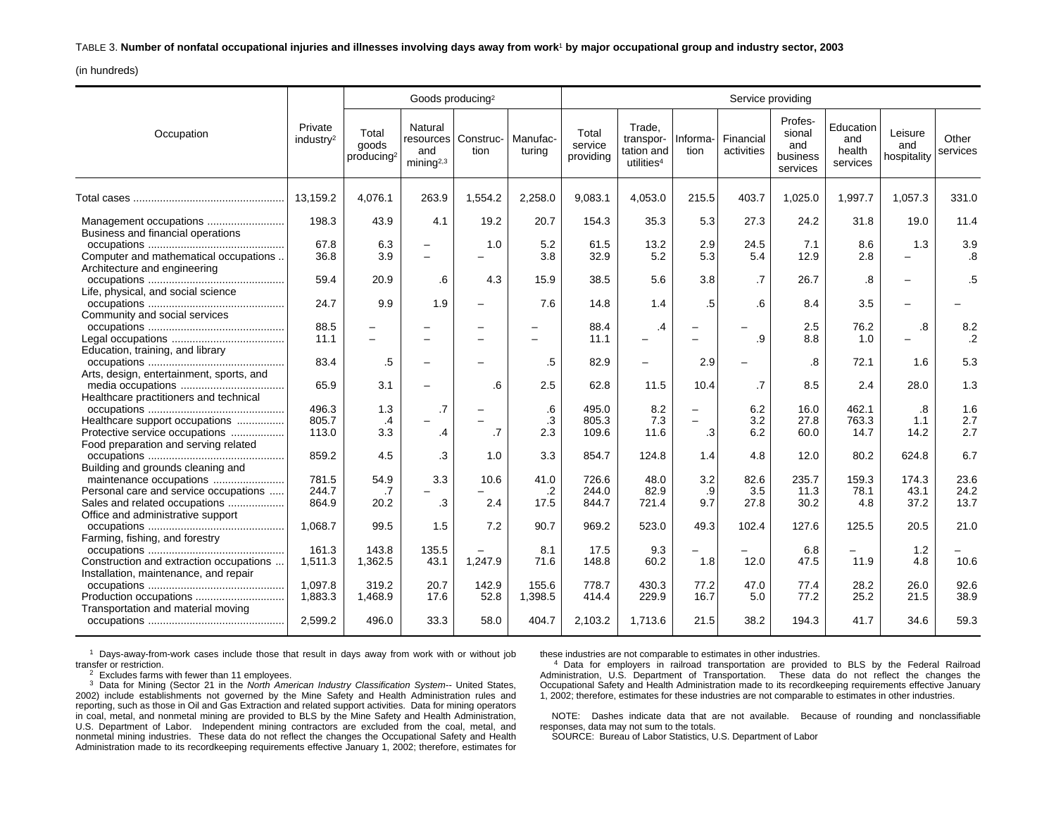TABLE 3. **Number of nonfatal occupational injuries and illnesses involving days away from work[1] by major occupational group and industry sector, 2003**

(in hundreds)

| Occupation | Private industry[2] | Goods producing[2] | | | | Service providing | | | | | | | |
|---|---|---|---|---|---|---|---|---|---|---|---|---|---|
| | | Total goods producing[2] | Natural resources and mining[2,3] | Construction | Manufacturing | Total service providing | Trade, transportation and utilities[4] | Information | Financial activities | Professional and business services | Education and health services | Leisure and hospitality | Other services |
| Total cases | 13,159.2 | 4,076.1 | 263.9 | 1,554.2 | 2,258.0 | 9,083.1 | 4,053.0 | 215.5 | 403.7 | 1,025.0 | 1,997.7 | 1,057.3 | 331.0 |
| Management occupations | 198.3 | 43.9 | 4.1 | 19.2 | 20.7 | 154.3 | 35.3 | 5.3 | 27.3 | 24.2 | 31.8 | 19.0 | 11.4 |
| Business and financial operations occupations | 67.8 | 6.3 | – | 1.0 | 5.2 | 61.5 | 13.2 | 2.9 | 24.5 | 7.1 | 8.6 | 1.3 | 3.9 |
| Computer and mathematical occupations | 36.8 | 3.9 | – | – | 3.8 | 32.9 | 5.2 | 5.3 | 5.4 | 12.9 | 2.8 | – | .8 |
| Architecture and engineering occupations | 59.4 | 20.9 | .6 | 4.3 | 15.9 | 38.5 | 5.6 | 3.8 | .7 | 26.7 | .8 | – | .5 |
| Life, physical, and social science occupations | 24.7 | 9.9 | 1.9 | – | 7.6 | 14.8 | 1.4 | .5 | .6 | 8.4 | 3.5 | – | – |
| Community and social services occupations | 88.5 | – | – | – | – | 88.4 | .4 | – | – | 2.5 | 76.2 | .8 | 8.2 |
| Legal occupations | 11.1 | – | – | – | – | 11.1 | – | – | .9 | 8.8 | 1.0 | – | .2 |
| Education, training, and library occupations | 83.4 | .5 | – | – | .5 | 82.9 | – | 2.9 | – | .8 | 72.1 | 1.6 | 5.3 |
| Arts, design, entertainment, sports, and media occupations | 65.9 | 3.1 | – | .6 | 2.5 | 62.8 | 11.5 | 10.4 | .7 | 8.5 | 2.4 | 28.0 | 1.3 |
| Healthcare practitioners and technical occupations | 496.3 | 1.3 | .7 | – | .6 | 495.0 | 8.2 | – | 6.2 | 16.0 | 462.1 | .8 | 1.6 |
| Healthcare support occupations | 805.7 | .4 | – | – | .3 | 805.3 | 7.3 | – | 3.2 | 27.8 | 763.3 | 1.1 | 2.7 |
| Protective service occupations | 113.0 | 3.3 | .4 | .7 | 2.3 | 109.6 | 11.6 | .3 | 6.2 | 60.0 | 14.7 | 14.2 | 2.7 |
| Food preparation and serving related occupations | 859.2 | 4.5 | .3 | 1.0 | 3.3 | 854.7 | 124.8 | 1.4 | 4.8 | 12.0 | 80.2 | 624.8 | 6.7 |
| Building and grounds cleaning and maintenance occupations | 781.5 | 54.9 | 3.3 | 10.6 | 41.0 | 726.6 | 48.0 | 3.2 | 82.6 | 235.7 | 159.3 | 174.3 | 23.6 |
| Personal care and service occupations | 244.7 | .7 | – | – | .2 | 244.0 | 82.9 | .9 | 3.5 | 11.3 | 78.1 | 43.1 | 24.2 |
| Sales and related occupations | 864.9 | 20.2 | .3 | 2.4 | 17.5 | 844.7 | 721.4 | 9.7 | 27.8 | 30.2 | 4.8 | 37.2 | 13.7 |
| Office and administrative support occupations | 1,068.7 | 99.5 | 1.5 | 7.2 | 90.7 | 969.2 | 523.0 | 49.3 | 102.4 | 127.6 | 125.5 | 20.5 | 21.0 |
| Farming, fishing, and forestry occupations | 161.3 | 143.8 | 135.5 | – | 8.1 | 17.5 | 9.3 | – | – | 6.8 | – | 1.2 | – |
| Construction and extraction occupations | 1,511.3 | 1,362.5 | 43.1 | 1,247.9 | 71.6 | 148.8 | 60.2 | 1.8 | 12.0 | 47.5 | 11.9 | 4.8 | 10.6 |
| Installation, maintenance, and repair occupations | 1,097.8 | 319.2 | 20.7 | 142.9 | 155.6 | 778.7 | 430.3 | 77.2 | 47.0 | 77.4 | 28.2 | 26.0 | 92.6 |
| Production occupations | 1,883.3 | 1,468.9 | 17.6 | 52.8 | 1,398.5 | 414.4 | 229.9 | 16.7 | 5.0 | 77.2 | 25.2 | 21.5 | 38.9 |
| Transportation and material moving occupations | 2,599.2 | 496.0 | 33.3 | 58.0 | 404.7 | 2,103.2 | 1,713.6 | 21.5 | 38.2 | 194.3 | 41.7 | 34.6 | 59.3 |

[1] Days-away-from-work cases include those that result in days away from work with or without job transfer or restriction.

[2] Excludes farms with fewer than 11 employees.

[3] Data for Mining (Sector 21 in the *North American Industry Classification System*-- United States, 2002) include establishments not governed by the Mine Safety and Health Administration rules and reporting, such as those in Oil and Gas Extraction and related support activities. Data for mining operators in coal, metal, and nonmetal mining are provided to BLS by the Mine Safety and Health Administration, U.S. Department of Labor. Independent mining contractors are excluded from the coal, metal, and nonmetal mining industries. These data do not reflect the changes the Occupational Safety and Health Administration made to its recordkeeping requirements effective January 1, 2002; therefore, estimates for these industries are not comparable to estimates in other industries.

[4] Data for employers in railroad transportation are provided to BLS by the Federal Railroad Administration, U.S. Department of Transportation. These data do not reflect the changes the Occupational Safety and Health Administration made to its recordkeeping requirements effective January 1, 2002; therefore, estimates for these industries are not comparable to estimates in other industries.

NOTE: Dashes indicate data that are not available. Because of rounding and nonclassifiable responses, data may not sum to the totals.

SOURCE: Bureau of Labor Statistics, U.S. Department of Labor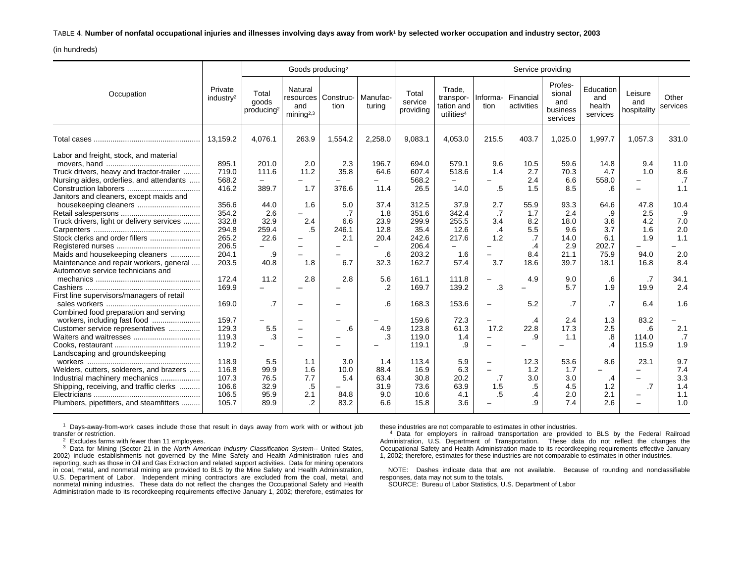TABLE 4. **Number of nonfatal occupational injuries and illnesses involving days away from work[1] by selected worker occupation and industry sector, 2003**

(in hundreds)

| Occupation | Private industry[2] | Goods producing[2] | | | | Service providing | | | | | | | |
|---|---|---|---|---|---|---|---|---|---|---|---|---|---|
| | | Total goods producing[2] | Natural resources and mining[2,3] | Construction | Manufacturing | Total service providing | Trade, transportation and utilities[4] | Information | Financial activities | Professional and business services | Education and health services | Leisure and hospitality | Other services |
| Total cases | 13,159.2 | 4,076.1 | 263.9 | 1,554.2 | 2,258.0 | 9,083.1 | 4,053.0 | 215.5 | 403.7 | 1,025.0 | 1,997.7 | 1,057.3 | 331.0 |
| Labor and freight, stock, and material movers, hand | 895.1 | 201.0 | 2.0 | 2.3 | 196.7 | 694.0 | 579.1 | 9.6 | 10.5 | 59.6 | 14.8 | 9.4 | 11.0 |
| Truck drivers, heavy and tractor-trailer | 719.0 | 111.6 | 11.2 | 35.8 | 64.6 | 607.4 | 518.6 | 1.4 | 2.7 | 70.3 | 4.7 | 1.0 | 8.6 |
| Nursing aides, orderlies, and attendants | 568.2 | – | – | – | – | 568.2 | – | – | 2.4 | 6.6 | 558.0 | – | .7 |
| Construction laborers | 416.2 | 389.7 | 1.7 | 376.6 | 11.4 | 26.5 | 14.0 | .5 | 1.5 | 8.5 | .6 | – | 1.1 |
| Janitors and cleaners, except maids and housekeeping cleaners | 356.6 | 44.0 | 1.6 | 5.0 | 37.4 | 312.5 | 37.9 | 2.7 | 55.9 | 93.3 | 64.6 | 47.8 | 10.4 |
| Retail salespersons | 354.2 | 2.6 | – | .7 | 1.8 | 351.6 | 342.4 | .7 | 1.7 | 2.4 | .9 | 2.5 | .9 |
| Truck drivers, light or delivery services | 332.8 | 32.9 | 2.4 | 6.6 | 23.9 | 299.9 | 255.5 | 3.4 | 8.2 | 18.0 | 3.6 | 4.2 | 7.0 |
| Carpenters | 294.8 | 259.4 | .5 | 246.1 | 12.8 | 35.4 | 12.6 | .4 | 5.5 | 9.6 | 3.7 | 1.6 | 2.0 |
| Stock clerks and order fillers | 265.2 | 22.6 | – | 2.1 | 20.4 | 242.6 | 217.6 | 1.2 | .7 | 14.0 | 6.1 | 1.9 | 1.1 |
| Registered nurses | 206.5 | – | – | – | – | 206.4 | – | – | .4 | 2.9 | 202.7 | – | – |
| Maids and housekeeping cleaners | 204.1 | .9 | – | – | .6 | 203.2 | 1.6 | – | 8.4 | 21.1 | 75.9 | 94.0 | 2.0 |
| Maintenance and repair workers, general | 203.5 | 40.8 | 1.8 | 6.7 | 32.3 | 162.7 | 57.4 | 3.7 | 18.6 | 39.7 | 18.1 | 16.8 | 8.4 |
| Automotive service technicians and mechanics | 172.4 | 11.2 | 2.8 | 2.8 | 5.6 | 161.1 | 111.8 | – | 4.9 | 9.0 | .6 | .7 | 34.1 |
| Cashiers | 169.9 | – | – | – | .2 | 169.7 | 139.2 | .3 | – | 5.7 | 1.9 | 19.9 | 2.4 |
| First line supervisors/managers of retail sales workers | 169.0 | .7 | – | – | .6 | 168.3 | 153.6 | – | 5.2 | .7 | .7 | 6.4 | 1.6 |
| Combined food preparation and serving workers, including fast food | 159.7 | – | – | – | – | 159.6 | 72.3 | – | .4 | 2.4 | 1.3 | 83.2 | – |
| Customer service representatives | 129.3 | 5.5 | – | .6 | 4.9 | 123.8 | 61.3 | 17.2 | 22.8 | 17.3 | 2.5 | .6 | 2.1 |
| Waiters and waitresses | 119.3 | .3 | – | – | .3 | 119.0 | 1.4 | – | .9 | 1.1 | .8 | 114.0 | .7 |
| Cooks, restaurant | 119.2 | – | – | – | – | 119.1 | .9 | – | – | – | .4 | 115.9 | 1.9 |
| Landscaping and groundskeeping workers | 118.9 | 5.5 | 1.1 | 3.0 | 1.4 | 113.4 | 5.9 | – | 12.3 | 53.6 | 8.6 | 23.1 | 9.7 |
| Welders, cutters, solderers, and brazers | 116.8 | 99.9 | 1.6 | 10.0 | 88.4 | 16.9 | 6.3 | – | 1.2 | 1.7 | – | – | 7.4 |
| Industrial machinery mechanics | 107.3 | 76.5 | 7.7 | 5.4 | 63.4 | 30.8 | 20.2 | .7 | 3.0 | 3.0 | .4 | – | 3.3 |
| Shipping, receiving, and traffic clerks | 106.6 | 32.9 | .5 | – | 31.9 | 73.6 | 63.9 | 1.5 | .5 | 4.5 | 1.2 | .7 | 1.4 |
| Electricians | 106.5 | 95.9 | 2.1 | 84.8 | 9.0 | 10.6 | 4.1 | .5 | .4 | 2.0 | 2.1 | – | 1.1 |
| Plumbers, pipefitters, and steamfitters | 105.7 | 89.9 | .2 | 83.2 | 6.6 | 15.8 | 3.6 | – | .9 | 7.4 | 2.6 | – | 1.0 |

[1] Days-away-from-work cases include those that result in days away from work with or without job transfer or restriction.

[2] Excludes farms with fewer than 11 employees.

[3] Data for Mining (Sector 21 in the *North American Industry Classification System*-- United States, 2002) include establishments not governed by the Mine Safety and Health Administration rules and reporting, such as those in Oil and Gas Extraction and related support activities. Data for mining operators in coal, metal, and nonmetal mining are provided to BLS by the Mine Safety and Health Administration, U.S. Department of Labor. Independent mining contractors are excluded from the coal, metal, and nonmetal mining industries. These data do not reflect the changes the Occupational Safety and Health Administration made to its recordkeeping requirements effective January 1, 2002; therefore, estimates for these industries are not comparable to estimates in other industries.

[4] Data for employers in railroad transportation are provided to BLS by the Federal Railroad Administration, U.S. Department of Transportation. These data do not reflect the changes the Occupational Safety and Health Administration made to its recordkeeping requirements effective January 1, 2002; therefore, estimates for these industries are not comparable to estimates in other industries.

NOTE: Dashes indicate data that are not available. Because of rounding and nonclassifiable responses, data may not sum to the totals.

SOURCE: Bureau of Labor Statistics, U.S. Department of Labor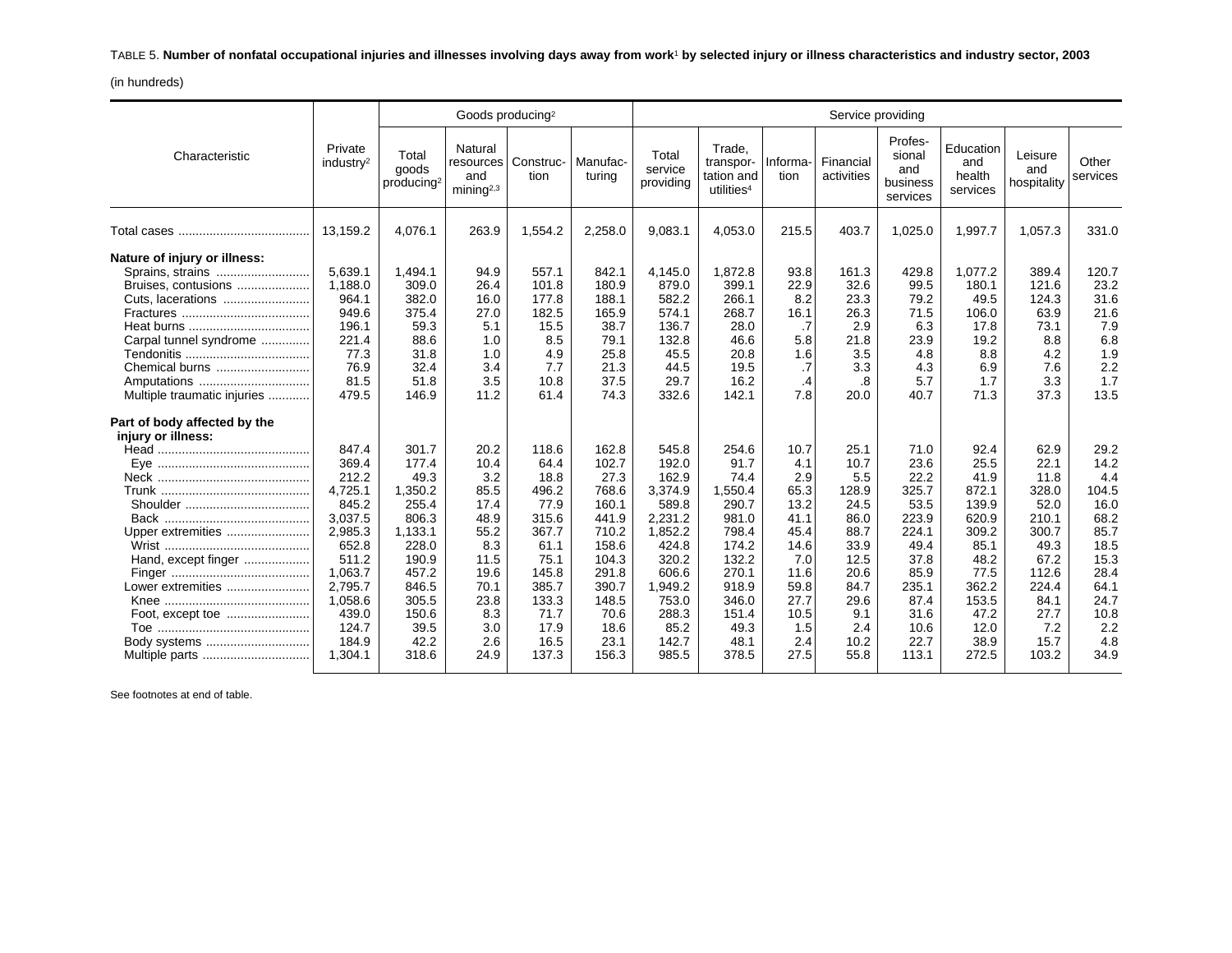TABLE 5. **Number of nonfatal occupational injuries and illnesses involving days away from work[1] by selected injury or illness characteristics and industry sector, 2003**

(in hundreds)

| Characteristic | Private industry[2] | Goods producing[2] | | | | Service providing | | | | | | | |
|---|---|---|---|---|---|---|---|---|---|---|---|---|---|
| | | Total goods producing[2] | Natural resources and mining[2,3] | Construction | Manufacturing | Total service providing | Trade, transportation and utilities[4] | Information | Financial activities | Professional and business services | Education and health services | Leisure and hospitality | Other services |
| Total cases | 13,159.2 | 4,076.1 | 263.9 | 1,554.2 | 2,258.0 | 9,083.1 | 4,053.0 | 215.5 | 403.7 | 1,025.0 | 1,997.7 | 1,057.3 | 331.0 |
| **Nature of injury or illness:** | | | | | | | | | | | | | |
| Sprains, strains | 5,639.1 | 1,494.1 | 94.9 | 557.1 | 842.1 | 4,145.0 | 1,872.8 | 93.8 | 161.3 | 429.8 | 1,077.2 | 389.4 | 120.7 |
| Bruises, contusions | 1,188.0 | 309.0 | 26.4 | 101.8 | 180.9 | 879.0 | 399.1 | 22.9 | 32.6 | 99.5 | 180.1 | 121.6 | 23.2 |
| Cuts, lacerations | 964.1 | 382.0 | 16.0 | 177.8 | 188.1 | 582.2 | 266.1 | 8.2 | 23.3 | 79.2 | 49.5 | 124.3 | 31.6 |
| Fractures | 949.6 | 375.4 | 27.0 | 182.5 | 165.9 | 574.1 | 268.7 | 16.1 | 26.3 | 71.5 | 106.0 | 63.9 | 21.6 |
| Heat burns | 196.1 | 59.3 | 5.1 | 15.5 | 38.7 | 136.7 | 28.0 | .7 | 2.9 | 6.3 | 17.8 | 73.1 | 7.9 |
| Carpal tunnel syndrome | 221.4 | 88.6 | 1.0 | 8.5 | 79.1 | 132.8 | 46.6 | 5.8 | 21.8 | 23.9 | 19.2 | 8.8 | 6.8 |
| Tendonitis | 77.3 | 31.8 | 1.0 | 4.9 | 25.8 | 45.5 | 20.8 | 1.6 | 3.5 | 4.8 | 8.8 | 4.2 | 1.9 |
| Chemical burns | 76.9 | 32.4 | 3.4 | 7.7 | 21.3 | 44.5 | 19.5 | .7 | 3.3 | 4.3 | 6.9 | 7.6 | 2.2 |
| Amputations | 81.5 | 51.8 | 3.5 | 10.8 | 37.5 | 29.7 | 16.2 | .4 | .8 | 5.7 | 1.7 | 3.3 | 1.7 |
| Multiple traumatic injuries | 479.5 | 146.9 | 11.2 | 61.4 | 74.3 | 332.6 | 142.1 | 7.8 | 20.0 | 40.7 | 71.3 | 37.3 | 13.5 |
| **Part of body affected by the injury or illness:** | | | | | | | | | | | | | |
| Head | 847.4 | 301.7 | 20.2 | 118.6 | 162.8 | 545.8 | 254.6 | 10.7 | 25.1 | 71.0 | 92.4 | 62.9 | 29.2 |
| Eye | 369.4 | 177.4 | 10.4 | 64.4 | 102.7 | 192.0 | 91.7 | 4.1 | 10.7 | 23.6 | 25.5 | 22.1 | 14.2 |
| Neck | 212.2 | 49.3 | 3.2 | 18.8 | 27.3 | 162.9 | 74.4 | 2.9 | 5.5 | 22.2 | 41.9 | 11.8 | 4.4 |
| Trunk | 4,725.1 | 1,350.2 | 85.5 | 496.2 | 768.6 | 3,374.9 | 1,550.4 | 65.3 | 128.9 | 325.7 | 872.1 | 328.0 | 104.5 |
| Shoulder | 845.2 | 255.4 | 17.4 | 77.9 | 160.1 | 589.8 | 290.7 | 13.2 | 24.5 | 53.5 | 139.9 | 52.0 | 16.0 |
| Back | 3,037.5 | 806.3 | 48.9 | 315.6 | 441.9 | 2,231.2 | 981.0 | 41.1 | 86.0 | 223.9 | 620.9 | 210.1 | 68.2 |
| Upper extremities | 2,985.3 | 1,133.1 | 55.2 | 367.7 | 710.2 | 1,852.2 | 798.4 | 45.4 | 88.7 | 224.1 | 309.2 | 300.7 | 85.7 |
| Wrist | 652.8 | 228.0 | 8.3 | 61.1 | 158.6 | 424.8 | 174.2 | 14.6 | 33.9 | 49.4 | 85.1 | 49.3 | 18.5 |
| Hand, except finger | 511.2 | 190.9 | 11.5 | 75.1 | 104.3 | 320.2 | 132.2 | 7.0 | 12.5 | 37.8 | 48.2 | 67.2 | 15.3 |
| Finger | 1,063.7 | 457.2 | 19.6 | 145.8 | 291.8 | 606.6 | 270.1 | 11.6 | 20.6 | 85.9 | 77.5 | 112.6 | 28.4 |
| Lower extremities | 2,795.7 | 846.5 | 70.1 | 385.7 | 390.7 | 1,949.2 | 918.9 | 59.8 | 84.7 | 235.1 | 362.2 | 224.4 | 64.1 |
| Knee | 1,058.6 | 305.5 | 23.8 | 133.3 | 148.5 | 753.0 | 346.0 | 27.7 | 29.6 | 87.4 | 153.5 | 84.1 | 24.7 |
| Foot, except toe | 439.0 | 150.6 | 8.3 | 71.7 | 70.6 | 288.3 | 151.4 | 10.5 | 9.1 | 31.6 | 47.2 | 27.7 | 10.8 |
| Toe | 124.7 | 39.5 | 3.0 | 17.9 | 18.6 | 85.2 | 49.3 | 1.5 | 2.4 | 10.6 | 12.0 | 7.2 | 2.2 |
| Body systems | 184.9 | 42.2 | 2.6 | 16.5 | 23.1 | 142.7 | 48.1 | 2.4 | 10.2 | 22.7 | 38.9 | 15.7 | 4.8 |
| Multiple parts | 1,304.1 | 318.6 | 24.9 | 137.3 | 156.3 | 985.5 | 378.5 | 27.5 | 55.8 | 113.1 | 272.5 | 103.2 | 34.9 |

See footnotes at end of table.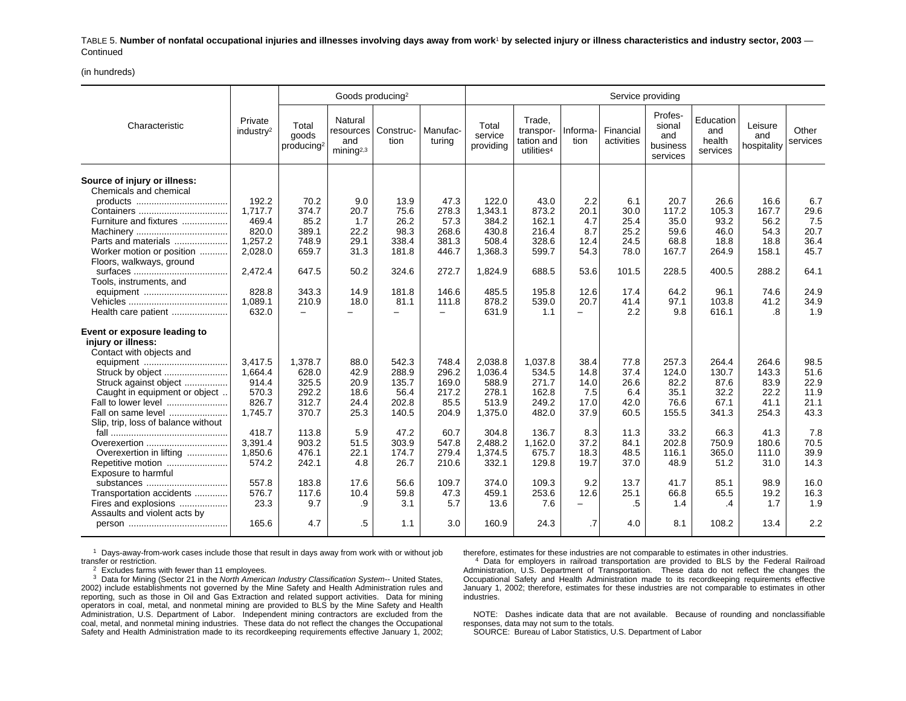TABLE 5. **Number of nonfatal occupational injuries and illnesses involving days away from work[1] by selected injury or illness characteristics and industry sector, 2003** — Continued

(in hundreds)

| Characteristic | Private industry[2] | Goods producing[2] | | | | Service providing | | | | | | | |
|---|---|---|---|---|---|---|---|---|---|---|---|---|---|
| | | Total goods producing[2] | Natural resources and mining[2,3] | Construction | Manufacturing | Total service providing | Trade, transportation and utilities[4] | Information | Financial activities | Professional and business services | Education and health services | Leisure and hospitality | Other services |
| **Source of injury or illness:** | | | | | | | | | | | | | |
| Chemicals and chemical products | 192.2 | 70.2 | 9.0 | 13.9 | 47.3 | 122.0 | 43.0 | 2.2 | 6.1 | 20.7 | 26.6 | 16.6 | 6.7 |
| Containers | 1,717.7 | 374.7 | 20.7 | 75.6 | 278.3 | 1,343.1 | 873.2 | 20.1 | 30.0 | 117.2 | 105.3 | 167.7 | 29.6 |
| Furniture and fixtures | 469.4 | 85.2 | 1.7 | 26.2 | 57.3 | 384.2 | 162.1 | 4.7 | 25.4 | 35.0 | 93.2 | 56.2 | 7.5 |
| Machinery | 820.0 | 389.1 | 22.2 | 98.3 | 268.6 | 430.8 | 216.4 | 8.7 | 25.2 | 59.6 | 46.0 | 54.3 | 20.7 |
| Parts and materials | 1,257.2 | 748.9 | 29.1 | 338.4 | 381.3 | 508.4 | 328.6 | 12.4 | 24.5 | 68.8 | 18.8 | 18.8 | 36.4 |
| Worker motion or position | 2,028.0 | 659.7 | 31.3 | 181.8 | 446.7 | 1,368.3 | 599.7 | 54.3 | 78.0 | 167.7 | 264.9 | 158.1 | 45.7 |
| Floors, walkways, ground surfaces | 2,472.4 | 647.5 | 50.2 | 324.6 | 272.7 | 1,824.9 | 688.5 | 53.6 | 101.5 | 228.5 | 400.5 | 288.2 | 64.1 |
| Tools, instruments, and equipment | 828.8 | 343.3 | 14.9 | 181.8 | 146.6 | 485.5 | 195.8 | 12.6 | 17.4 | 64.2 | 96.1 | 74.6 | 24.9 |
| Vehicles | 1,089.1 | 210.9 | 18.0 | 81.1 | 111.8 | 878.2 | 539.0 | 20.7 | 41.4 | 97.1 | 103.8 | 41.2 | 34.9 |
| Health care patient | 632.0 | – | – | – | – | 631.9 | 1.1 | – | 2.2 | 9.8 | 616.1 | .8 | 1.9 |
| **Event or exposure leading to injury or illness:** | | | | | | | | | | | | | |
| Contact with objects and equipment | 3,417.5 | 1,378.7 | 88.0 | 542.3 | 748.4 | 2,038.8 | 1,037.8 | 38.4 | 77.8 | 257.3 | 264.4 | 264.6 | 98.5 |
| Struck by object | 1,664.4 | 628.0 | 42.9 | 288.9 | 296.2 | 1,036.4 | 534.5 | 14.8 | 37.4 | 124.0 | 130.7 | 143.3 | 51.6 |
| Struck against object | 914.4 | 325.5 | 20.9 | 135.7 | 169.0 | 588.9 | 271.7 | 14.0 | 26.6 | 82.2 | 87.6 | 83.9 | 22.9 |
| Caught in equipment or object | 570.3 | 292.2 | 18.6 | 56.4 | 217.2 | 278.1 | 162.8 | 7.5 | 6.4 | 35.1 | 32.2 | 22.2 | 11.9 |
| Fall to lower level | 826.7 | 312.7 | 24.4 | 202.8 | 85.5 | 513.9 | 249.2 | 17.0 | 42.0 | 76.6 | 67.1 | 41.1 | 21.1 |
| Fall on same level | 1,745.7 | 370.7 | 25.3 | 140.5 | 204.9 | 1,375.0 | 482.0 | 37.9 | 60.5 | 155.5 | 341.3 | 254.3 | 43.3 |
| Slip, trip, loss of balance without fall | 418.7 | 113.8 | 5.9 | 47.2 | 60.7 | 304.8 | 136.7 | 8.3 | 11.3 | 33.2 | 66.3 | 41.3 | 7.8 |
| Overexertion | 3,391.4 | 903.2 | 51.5 | 303.9 | 547.8 | 2,488.2 | 1,162.0 | 37.2 | 84.1 | 202.8 | 750.9 | 180.6 | 70.5 |
| Overexertion in lifting | 1,850.6 | 476.1 | 22.1 | 174.7 | 279.4 | 1,374.5 | 675.7 | 18.3 | 48.5 | 116.1 | 365.0 | 111.0 | 39.9 |
| Repetitive motion | 574.2 | 242.1 | 4.8 | 26.7 | 210.6 | 332.1 | 129.8 | 19.7 | 37.0 | 48.9 | 51.2 | 31.0 | 14.3 |
| Exposure to harmful substances | 557.8 | 183.8 | 17.6 | 56.6 | 109.7 | 374.0 | 109.3 | 9.2 | 13.7 | 41.7 | 85.1 | 98.9 | 16.0 |
| Transportation accidents | 576.7 | 117.6 | 10.4 | 59.8 | 47.3 | 459.1 | 253.6 | 12.6 | 25.1 | 66.8 | 65.5 | 19.2 | 16.3 |
| Fires and explosions | 23.3 | 9.7 | .9 | 3.1 | 5.7 | 13.6 | 7.6 | – | .5 | 1.4 | .4 | 1.7 | 1.9 |
| Assaults and violent acts by person | 165.6 | 4.7 | .5 | 1.1 | 3.0 | 160.9 | 24.3 | .7 | 4.0 | 8.1 | 108.2 | 13.4 | 2.2 |

[1] Days-away-from-work cases include those that result in days away from work with or without job transfer or restriction.

[2] Excludes farms with fewer than 11 employees.

[3] Data for Mining (Sector 21 in the *North American Industry Classification System*-- United States, 2002) include establishments not governed by the Mine Safety and Health Administration rules and reporting, such as those in Oil and Gas Extraction and related support activities. Data for mining operators in coal, metal, and nonmetal mining are provided to BLS by the Mine Safety and Health Administration, U.S. Department of Labor. Independent mining contractors are excluded from the coal, metal, and nonmetal mining industries. These data do not reflect the changes the Occupational Safety and Health Administration made to its recordkeeping requirements effective January 1, 2002; therefore, estimates for these industries are not comparable to estimates in other industries.

[4] Data for employers in railroad transportation are provided to BLS by the Federal Railroad Administration, U.S. Department of Transportation. These data do not reflect the changes the Occupational Safety and Health Administration made to its recordkeeping requirements effective January 1, 2002; therefore, estimates for these industries are not comparable to estimates in other industries.

NOTE: Dashes indicate data that are not available. Because of rounding and nonclassifiable responses, data may not sum to the totals.

SOURCE: Bureau of Labor Statistics, U.S. Department of Labor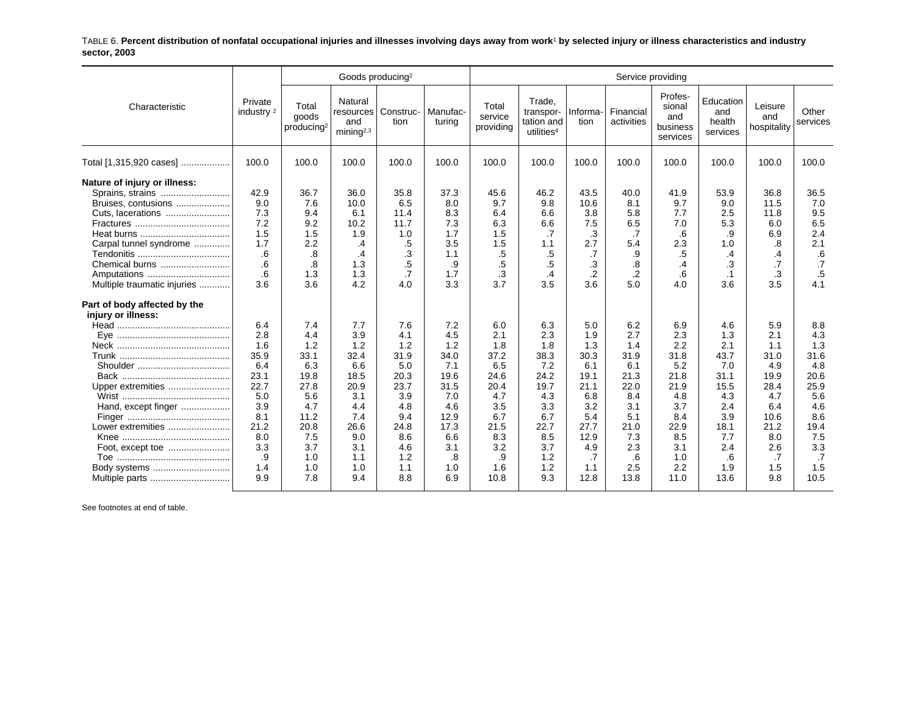TABLE 6. **Percent distribution of nonfatal occupational injuries and illnesses involving days away from work[1] by selected injury or illness characteristics and industry sector, 2003**

| Characteristic | Private industry [2] | Goods producing[2] | | | | Service providing | | | | | | | |
|---|---|---|---|---|---|---|---|---|---|---|---|---|---|
| | | Total goods producing[2] | Natural resources and mining[2,3] | Construction | Manufacturing | Total service providing | Trade, transportation and utilities[4] | Information | Financial activities | Professional and business services | Education and health services | Leisure and hospitality | Other services |
| Total [1,315,920 cases] | 100.0 | 100.0 | 100.0 | 100.0 | 100.0 | 100.0 | 100.0 | 100.0 | 100.0 | 100.0 | 100.0 | 100.0 | 100.0 |
| **Nature of injury or illness:** | | | | | | | | | | | | | |
| Sprains, strains | 42.9 | 36.7 | 36.0 | 35.8 | 37.3 | 45.6 | 46.2 | 43.5 | 40.0 | 41.9 | 53.9 | 36.8 | 36.5 |
| Bruises, contusions | 9.0 | 7.6 | 10.0 | 6.5 | 8.0 | 9.7 | 9.8 | 10.6 | 8.1 | 9.7 | 9.0 | 11.5 | 7.0 |
| Cuts, lacerations | 7.3 | 9.4 | 6.1 | 11.4 | 8.3 | 6.4 | 6.6 | 3.8 | 5.8 | 7.7 | 2.5 | 11.8 | 9.5 |
| Fractures | 7.2 | 9.2 | 10.2 | 11.7 | 7.3 | 6.3 | 6.6 | 7.5 | 6.5 | 7.0 | 5.3 | 6.0 | 6.5 |
| Heat burns | 1.5 | 1.5 | 1.9 | 1.0 | 1.7 | 1.5 | .7 | .3 | .7 | .6 | .9 | 6.9 | 2.4 |
| Carpal tunnel syndrome | 1.7 | 2.2 | .4 | .5 | 3.5 | 1.5 | 1.1 | 2.7 | 5.4 | 2.3 | 1.0 | .8 | 2.1 |
| Tendonitis | .6 | .8 | .4 | .3 | 1.1 | .5 | .5 | .7 | .9 | .5 | .4 | .4 | .6 |
| Chemical burns | .6 | .8 | 1.3 | .5 | .9 | .5 | .5 | .3 | .8 | .4 | .3 | .7 | .7 |
| Amputations | .6 | 1.3 | 1.3 | .7 | 1.7 | .3 | .4 | .2 | .2 | .6 | .1 | .3 | .5 |
| Multiple traumatic injuries | 3.6 | 3.6 | 4.2 | 4.0 | 3.3 | 3.7 | 3.5 | 3.6 | 5.0 | 4.0 | 3.6 | 3.5 | 4.1 |
| **Part of body affected by the injury or illness:** | | | | | | | | | | | | | |
| Head | 6.4 | 7.4 | 7.7 | 7.6 | 7.2 | 6.0 | 6.3 | 5.0 | 6.2 | 6.9 | 4.6 | 5.9 | 8.8 |
| Eye | 2.8 | 4.4 | 3.9 | 4.1 | 4.5 | 2.1 | 2.3 | 1.9 | 2.7 | 2.3 | 1.3 | 2.1 | 4.3 |
| Neck | 1.6 | 1.2 | 1.2 | 1.2 | 1.2 | 1.8 | 1.8 | 1.3 | 1.4 | 2.2 | 2.1 | 1.1 | 1.3 |
| Trunk | 35.9 | 33.1 | 32.4 | 31.9 | 34.0 | 37.2 | 38.3 | 30.3 | 31.9 | 31.8 | 43.7 | 31.0 | 31.6 |
| Shoulder | 6.4 | 6.3 | 6.6 | 5.0 | 7.1 | 6.5 | 7.2 | 6.1 | 6.1 | 5.2 | 7.0 | 4.9 | 4.8 |
| Back | 23.1 | 19.8 | 18.5 | 20.3 | 19.6 | 24.6 | 24.2 | 19.1 | 21.3 | 21.8 | 31.1 | 19.9 | 20.6 |
| Upper extremities | 22.7 | 27.8 | 20.9 | 23.7 | 31.5 | 20.4 | 19.7 | 21.1 | 22.0 | 21.9 | 15.5 | 28.4 | 25.9 |
| Wrist | 5.0 | 5.6 | 3.1 | 3.9 | 7.0 | 4.7 | 4.3 | 6.8 | 8.4 | 4.8 | 4.3 | 4.7 | 5.6 |
| Hand, except finger | 3.9 | 4.7 | 4.4 | 4.8 | 4.6 | 3.5 | 3.3 | 3.2 | 3.1 | 3.7 | 2.4 | 6.4 | 4.6 |
| Finger | 8.1 | 11.2 | 7.4 | 9.4 | 12.9 | 6.7 | 6.7 | 5.4 | 5.1 | 8.4 | 3.9 | 10.6 | 8.6 |
| Lower extremities | 21.2 | 20.8 | 26.6 | 24.8 | 17.3 | 21.5 | 22.7 | 27.7 | 21.0 | 22.9 | 18.1 | 21.2 | 19.4 |
| Knee | 8.0 | 7.5 | 9.0 | 8.6 | 6.6 | 8.3 | 8.5 | 12.9 | 7.3 | 8.5 | 7.7 | 8.0 | 7.5 |
| Foot, except toe | 3.3 | 3.7 | 3.1 | 4.6 | 3.1 | 3.2 | 3.7 | 4.9 | 2.3 | 3.1 | 2.4 | 2.6 | 3.3 |
| Toe | .9 | 1.0 | 1.1 | 1.2 | .8 | .9 | 1.2 | .7 | .6 | 1.0 | .6 | .7 | .7 |
| Body systems | 1.4 | 1.0 | 1.0 | 1.1 | 1.0 | 1.6 | 1.2 | 1.1 | 2.5 | 2.2 | 1.9 | 1.5 | 1.5 |
| Multiple parts | 9.9 | 7.8 | 9.4 | 8.8 | 6.9 | 10.8 | 9.3 | 12.8 | 13.8 | 11.0 | 13.6 | 9.8 | 10.5 |

See footnotes at end of table.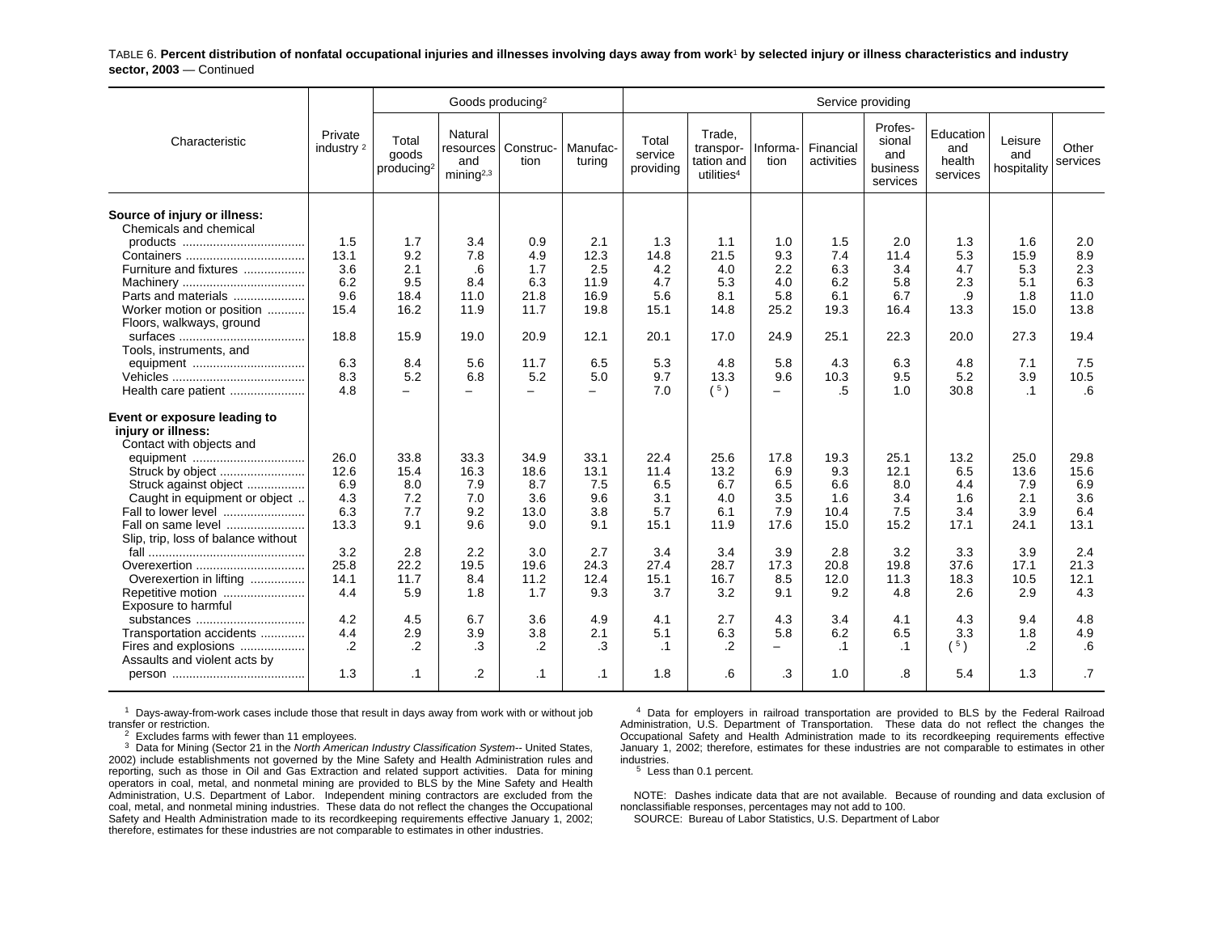TABLE 6. **Percent distribution of nonfatal occupational injuries and illnesses involving days away from work[1] by selected injury or illness characteristics and industry sector, 2003** — Continued

| Characteristic | Private industry [2] | Goods producing[2] | | | | Service providing | | | | | | | |
|---|---|---|---|---|---|---|---|---|---|---|---|---|---|
| | | Total goods producing[2] | Natural resources and mining[2,3] | Construc-tion | Manufac-turing | Total service providing | Trade, transpor-tation and utilities[4] | Informa-tion | Financial activities | Profes-sional and business services | Education and health services | Leisure and hospitality | Other services |
| **Source of injury or illness:** | | | | | | | | | | | | | |
| Chemicals and chemical products | 1.5 | 1.7 | 3.4 | 0.9 | 2.1 | 1.3 | 1.1 | 1.0 | 1.5 | 2.0 | 1.3 | 1.6 | 2.0 |
| Containers | 13.1 | 9.2 | 7.8 | 4.9 | 12.3 | 14.8 | 21.5 | 9.3 | 7.4 | 11.4 | 5.3 | 15.9 | 8.9 |
| Furniture and fixtures | 3.6 | 2.1 | .6 | 1.7 | 2.5 | 4.2 | 4.0 | 2.2 | 6.3 | 3.4 | 4.7 | 5.3 | 2.3 |
| Machinery | 6.2 | 9.5 | 8.4 | 6.3 | 11.9 | 4.7 | 5.3 | 4.0 | 6.2 | 5.8 | 2.3 | 5.1 | 6.3 |
| Parts and materials | 9.6 | 18.4 | 11.0 | 21.8 | 16.9 | 5.6 | 8.1 | 5.8 | 6.1 | 6.7 | .9 | 1.8 | 11.0 |
| Worker motion or position | 15.4 | 16.2 | 11.9 | 11.7 | 19.8 | 15.1 | 14.8 | 25.2 | 19.3 | 16.4 | 13.3 | 15.0 | 13.8 |
| Floors, walkways, ground surfaces | 18.8 | 15.9 | 19.0 | 20.9 | 12.1 | 20.1 | 17.0 | 24.9 | 25.1 | 22.3 | 20.0 | 27.3 | 19.4 |
| Tools, instruments, and equipment | 6.3 | 8.4 | 5.6 | 11.7 | 6.5 | 5.3 | 4.8 | 5.8 | 4.3 | 6.3 | 4.8 | 7.1 | 7.5 |
| Vehicles | 8.3 | 5.2 | 6.8 | 5.2 | 5.0 | 9.7 | 13.3 | 9.6 | 10.3 | 9.5 | 5.2 | 3.9 | 10.5 |
| Health care patient | 4.8 | – | – | – | – | 7.0 | ( [5] ) | – | .5 | 1.0 | 30.8 | .1 | .6 |
| **Event or exposure leading to injury or illness:** | | | | | | | | | | | | | |
| Contact with objects and equipment | 26.0 | 33.8 | 33.3 | 34.9 | 33.1 | 22.4 | 25.6 | 17.8 | 19.3 | 25.1 | 13.2 | 25.0 | 29.8 |
| Struck by object | 12.6 | 15.4 | 16.3 | 18.6 | 13.1 | 11.4 | 13.2 | 6.9 | 9.3 | 12.1 | 6.5 | 13.6 | 15.6 |
| Struck against object | 6.9 | 8.0 | 7.9 | 8.7 | 7.5 | 6.5 | 6.7 | 6.5 | 6.6 | 8.0 | 4.4 | 7.9 | 6.9 |
| Caught in equipment or object | 4.3 | 7.2 | 7.0 | 3.6 | 9.6 | 3.1 | 4.0 | 3.5 | 1.6 | 3.4 | 1.6 | 2.1 | 3.6 |
| Fall to lower level | 6.3 | 7.7 | 9.2 | 13.0 | 3.8 | 5.7 | 6.1 | 7.9 | 10.4 | 7.5 | 3.4 | 3.9 | 6.4 |
| Fall on same level | 13.3 | 9.1 | 9.6 | 9.0 | 9.1 | 15.1 | 11.9 | 17.6 | 15.0 | 15.2 | 17.1 | 24.1 | 13.1 |
| Slip, trip, loss of balance without fall | 3.2 | 2.8 | 2.2 | 3.0 | 2.7 | 3.4 | 3.4 | 3.9 | 2.8 | 3.2 | 3.3 | 3.9 | 2.4 |
| Overexertion | 25.8 | 22.2 | 19.5 | 19.6 | 24.3 | 27.4 | 28.7 | 17.3 | 20.8 | 19.8 | 37.6 | 17.1 | 21.3 |
| Overexertion in lifting | 14.1 | 11.7 | 8.4 | 11.2 | 12.4 | 15.1 | 16.7 | 8.5 | 12.0 | 11.3 | 18.3 | 10.5 | 12.1 |
| Repetitive motion | 4.4 | 5.9 | 1.8 | 1.7 | 9.3 | 3.7 | 3.2 | 9.1 | 9.2 | 4.8 | 2.6 | 2.9 | 4.3 |
| Exposure to harmful substances | 4.2 | 4.5 | 6.7 | 3.6 | 4.9 | 4.1 | 2.7 | 4.3 | 3.4 | 4.1 | 4.3 | 9.4 | 4.8 |
| Transportation accidents | 4.4 | 2.9 | 3.9 | 3.8 | 2.1 | 5.1 | 6.3 | 5.8 | 6.2 | 6.5 | 3.3 | 1.8 | 4.9 |
| Fires and explosions | .2 | .2 | .3 | .2 | .3 | .1 | .2 | – | .1 | .1 | ( [5] ) | .2 | .6 |
| Assaults and violent acts by person | 1.3 | .1 | .2 | .1 | .1 | 1.8 | .6 | .3 | 1.0 | .8 | 5.4 | 1.3 | .7 |

[1] Days-away-from-work cases include those that result in days away from work with or without job transfer or restriction.

[2] Excludes farms with fewer than 11 employees.

[3] Data for Mining (Sector 21 in the *North American Industry Classification System*-- United States, 2002) include establishments not governed by the Mine Safety and Health Administration rules and reporting, such as those in Oil and Gas Extraction and related support activities. Data for mining operators in coal, metal, and nonmetal mining are provided to BLS by the Mine Safety and Health Administration, U.S. Department of Labor. Independent mining contractors are excluded from the coal, metal, and nonmetal mining industries. These data do not reflect the changes the Occupational Safety and Health Administration made to its recordkeeping requirements effective January 1, 2002; therefore, estimates for these industries are not comparable to estimates in other industries.

[4] Data for employers in railroad transportation are provided to BLS by the Federal Railroad Administration, U.S. Department of Transportation. These data do not reflect the changes the Occupational Safety and Health Administration made to its recordkeeping requirements effective January 1, 2002; therefore, estimates for these industries are not comparable to estimates in other industries.

[5] Less than 0.1 percent.

NOTE: Dashes indicate data that are not available. Because of rounding and data exclusion of nonclassifiable responses, percentages may not add to 100.

SOURCE: Bureau of Labor Statistics, U.S. Department of Labor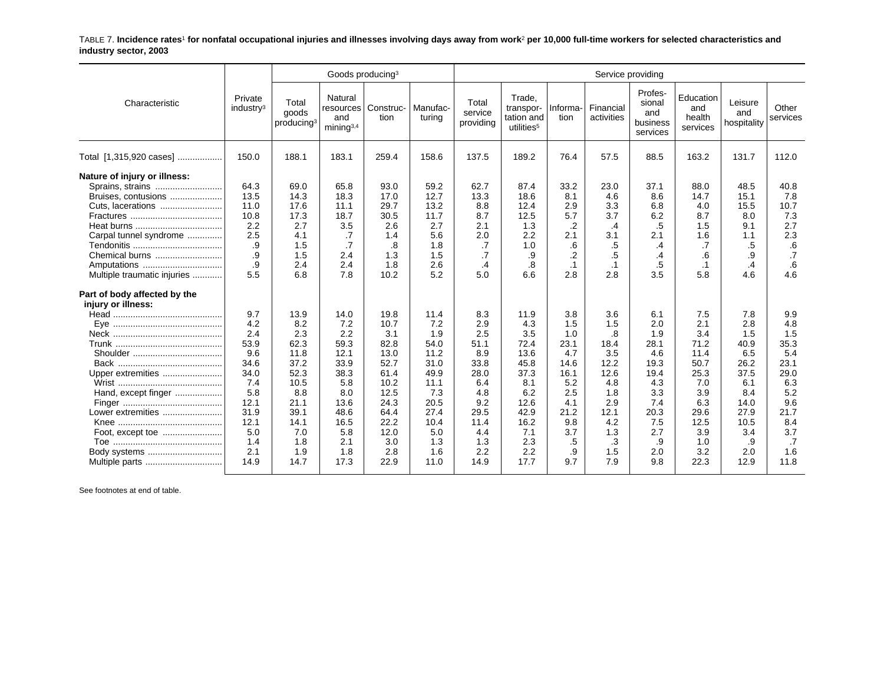TABLE 7. **Incidence rates[1] for nonfatal occupational injuries and illnesses involving days away from work[2] per 10,000 full-time workers for selected characteristics and industry sector, 2003**

| Characteristic | Private industry[3] | Goods producing[3] | | | | Service providing | | | | | | | |
|---|---|---|---|---|---|---|---|---|---|---|---|---|---|
| | | Total goods producing[3] | Natural resources and mining[3,4] | Construction | Manufacturing | Total service providing | Trade, transportation and utilities[5] | Information | Financial activities | Professional and business services | Education and health services | Leisure and hospitality | Other services |
| Total [1,315,920 cases] | 150.0 | 188.1 | 183.1 | 259.4 | 158.6 | 137.5 | 189.2 | 76.4 | 57.5 | 88.5 | 163.2 | 131.7 | 112.0 |
| **Nature of injury or illness:** | | | | | | | | | | | | | |
| Sprains, strains | 64.3 | 69.0 | 65.8 | 93.0 | 59.2 | 62.7 | 87.4 | 33.2 | 23.0 | 37.1 | 88.0 | 48.5 | 40.8 |
| Bruises, contusions | 13.5 | 14.3 | 18.3 | 17.0 | 12.7 | 13.3 | 18.6 | 8.1 | 4.6 | 8.6 | 14.7 | 15.1 | 7.8 |
| Cuts, lacerations | 11.0 | 17.6 | 11.1 | 29.7 | 13.2 | 8.8 | 12.4 | 2.9 | 3.3 | 6.8 | 4.0 | 15.5 | 10.7 |
| Fractures | 10.8 | 17.3 | 18.7 | 30.5 | 11.7 | 8.7 | 12.5 | 5.7 | 3.7 | 6.2 | 8.7 | 8.0 | 7.3 |
| Heat burns | 2.2 | 2.7 | 3.5 | 2.6 | 2.7 | 2.1 | 1.3 | .2 | .4 | .5 | 1.5 | 9.1 | 2.7 |
| Carpal tunnel syndrome | 2.5 | 4.1 | .7 | 1.4 | 5.6 | 2.0 | 2.2 | 2.1 | 3.1 | 2.1 | 1.6 | 1.1 | 2.3 |
| Tendonitis | .9 | 1.5 | .7 | .8 | 1.8 | .7 | 1.0 | .6 | .5 | .4 | .7 | .5 | .6 |
| Chemical burns | .9 | 1.5 | 2.4 | 1.3 | 1.5 | .7 | .9 | .2 | .5 | .4 | .6 | .9 | .7 |
| Amputations | .9 | 2.4 | 2.4 | 1.8 | 2.6 | .4 | .8 | .1 | .1 | .5 | .1 | .4 | .6 |
| Multiple traumatic injuries | 5.5 | 6.8 | 7.8 | 10.2 | 5.2 | 5.0 | 6.6 | 2.8 | 2.8 | 3.5 | 5.8 | 4.6 | 4.6 |
| **Part of body affected by the injury or illness:** | | | | | | | | | | | | | |
| Head | 9.7 | 13.9 | 14.0 | 19.8 | 11.4 | 8.3 | 11.9 | 3.8 | 3.6 | 6.1 | 7.5 | 7.8 | 9.9 |
| Eye | 4.2 | 8.2 | 7.2 | 10.7 | 7.2 | 2.9 | 4.3 | 1.5 | 1.5 | 2.0 | 2.1 | 2.8 | 4.8 |
| Neck | 2.4 | 2.3 | 2.2 | 3.1 | 1.9 | 2.5 | 3.5 | 1.0 | .8 | 1.9 | 3.4 | 1.5 | 1.5 |
| Trunk | 53.9 | 62.3 | 59.3 | 82.8 | 54.0 | 51.1 | 72.4 | 23.1 | 18.4 | 28.1 | 71.2 | 40.9 | 35.3 |
| Shoulder | 9.6 | 11.8 | 12.1 | 13.0 | 11.2 | 8.9 | 13.6 | 4.7 | 3.5 | 4.6 | 11.4 | 6.5 | 5.4 |
| Back | 34.6 | 37.2 | 33.9 | 52.7 | 31.0 | 33.8 | 45.8 | 14.6 | 12.2 | 19.3 | 50.7 | 26.2 | 23.1 |
| Upper extremities | 34.0 | 52.3 | 38.3 | 61.4 | 49.9 | 28.0 | 37.3 | 16.1 | 12.6 | 19.4 | 25.3 | 37.5 | 29.0 |
| Wrist | 7.4 | 10.5 | 5.8 | 10.2 | 11.1 | 6.4 | 8.1 | 5.2 | 4.8 | 4.3 | 7.0 | 6.1 | 6.3 |
| Hand, except finger | 5.8 | 8.8 | 8.0 | 12.5 | 7.3 | 4.8 | 6.2 | 2.5 | 1.8 | 3.3 | 3.9 | 8.4 | 5.2 |
| Finger | 12.1 | 21.1 | 13.6 | 24.3 | 20.5 | 9.2 | 12.6 | 4.1 | 2.9 | 7.4 | 6.3 | 14.0 | 9.6 |
| Lower extremities | 31.9 | 39.1 | 48.6 | 64.4 | 27.4 | 29.5 | 42.9 | 21.2 | 12.1 | 20.3 | 29.6 | 27.9 | 21.7 |
| Knee | 12.1 | 14.1 | 16.5 | 22.2 | 10.4 | 11.4 | 16.2 | 9.8 | 4.2 | 7.5 | 12.5 | 10.5 | 8.4 |
| Foot, except toe | 5.0 | 7.0 | 5.8 | 12.0 | 5.0 | 4.4 | 7.1 | 3.7 | 1.3 | 2.7 | 3.9 | 3.4 | 3.7 |
| Toe | 1.4 | 1.8 | 2.1 | 3.0 | 1.3 | 1.3 | 2.3 | .5 | .3 | .9 | 1.0 | .9 | .7 |
| Body systems | 2.1 | 1.9 | 1.8 | 2.8 | 1.6 | 2.2 | 2.2 | .9 | 1.5 | 2.0 | 3.2 | 2.0 | 1.6 |
| Multiple parts | 14.9 | 14.7 | 17.3 | 22.9 | 11.0 | 14.9 | 17.7 | 9.7 | 7.9 | 9.8 | 22.3 | 12.9 | 11.8 |

See footnotes at end of table.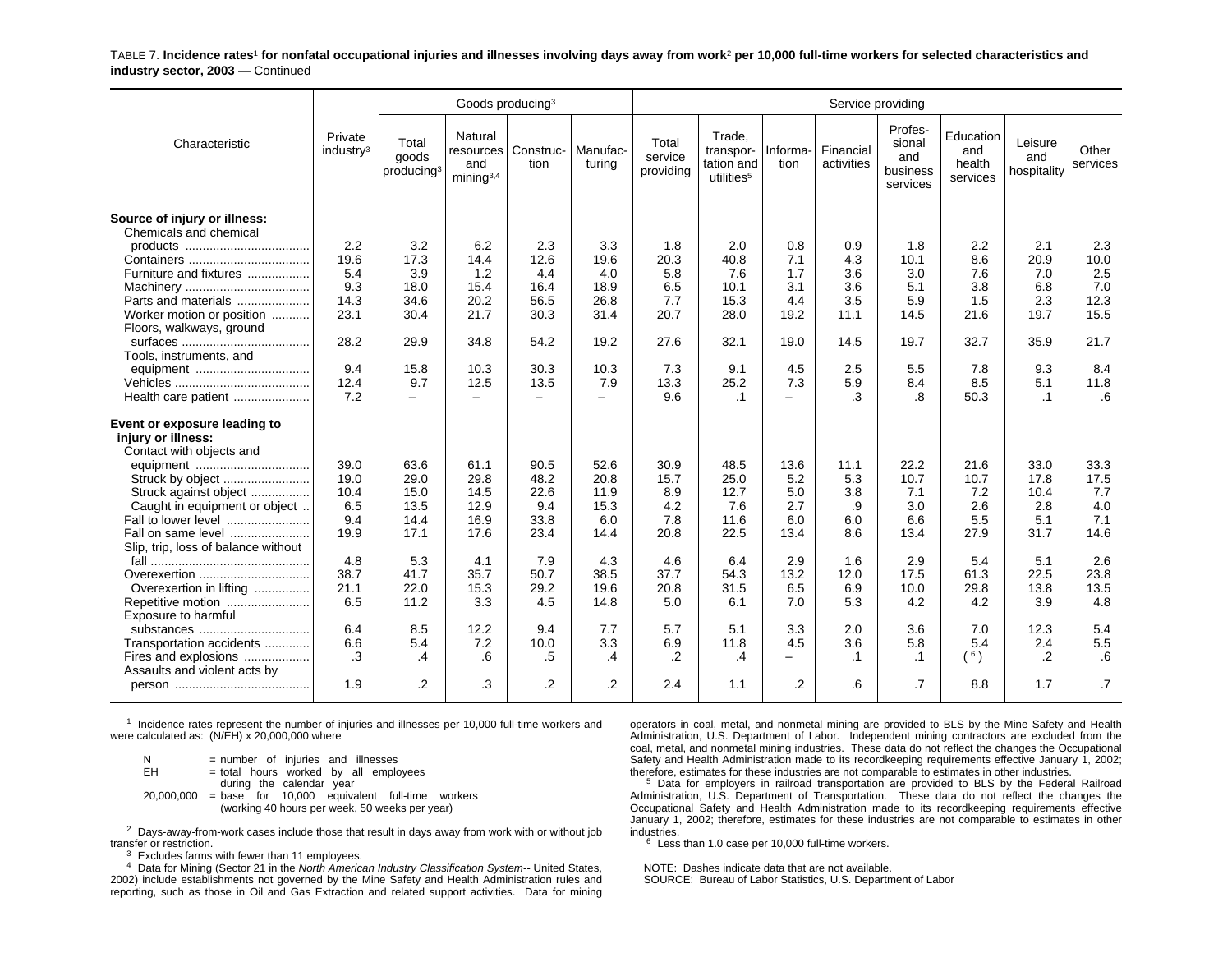TABLE 7. **Incidence rates[1] for nonfatal occupational injuries and illnesses involving days away from work[2] per 10,000 full-time workers for selected characteristics and industry sector, 2003** — Continued

| Characteristic | Private industry[3] | Goods producing[3] | | | | Service providing | | | | | | | |
|---|---|---|---|---|---|---|---|---|---|---|---|---|---|
| | | Total goods producing[3] | Natural resources and mining[3,4] | Construction | Manufacturing | Total service providing | Trade, transportation and utilities[5] | Information | Financial activities | Professional and business services | Education and health services | Leisure and hospitality | Other services |
| **Source of injury or illness:** | | | | | | | | | | | | | |
| Chemicals and chemical products | 2.2 | 3.2 | 6.2 | 2.3 | 3.3 | 1.8 | 2.0 | 0.8 | 0.9 | 1.8 | 2.2 | 2.1 | 2.3 |
| Containers | 19.6 | 17.3 | 14.4 | 12.6 | 19.6 | 20.3 | 40.8 | 7.1 | 4.3 | 10.1 | 8.6 | 20.9 | 10.0 |
| Furniture and fixtures | 5.4 | 3.9 | 1.2 | 4.4 | 4.0 | 5.8 | 7.6 | 1.7 | 3.6 | 3.0 | 7.6 | 7.0 | 2.5 |
| Machinery | 9.3 | 18.0 | 15.4 | 16.4 | 18.9 | 6.5 | 10.1 | 3.1 | 3.6 | 5.1 | 3.8 | 6.8 | 7.0 |
| Parts and materials | 14.3 | 34.6 | 20.2 | 56.5 | 26.8 | 7.7 | 15.3 | 4.4 | 3.5 | 5.9 | 1.5 | 2.3 | 12.3 |
| Worker motion or position | 23.1 | 30.4 | 21.7 | 30.3 | 31.4 | 20.7 | 28.0 | 19.2 | 11.1 | 14.5 | 21.6 | 19.7 | 15.5 |
| Floors, walkways, ground surfaces | 28.2 | 29.9 | 34.8 | 54.2 | 19.2 | 27.6 | 32.1 | 19.0 | 14.5 | 19.7 | 32.7 | 35.9 | 21.7 |
| Tools, instruments, and equipment | 9.4 | 15.8 | 10.3 | 30.3 | 10.3 | 7.3 | 9.1 | 4.5 | 2.5 | 5.5 | 7.8 | 9.3 | 8.4 |
| Vehicles | 12.4 | 9.7 | 12.5 | 13.5 | 7.9 | 13.3 | 25.2 | 7.3 | 5.9 | 8.4 | 8.5 | 5.1 | 11.8 |
| Health care patient | 7.2 | – | – | – | – | 9.6 | .1 | – | .3 | .8 | 50.3 | .1 | .6 |
| **Event or exposure leading to injury or illness:** | | | | | | | | | | | | | |
| Contact with objects and equipment | 39.0 | 63.6 | 61.1 | 90.5 | 52.6 | 30.9 | 48.5 | 13.6 | 11.1 | 22.2 | 21.6 | 33.0 | 33.3 |
| Struck by object | 19.0 | 29.0 | 29.8 | 48.2 | 20.8 | 15.7 | 25.0 | 5.2 | 5.3 | 10.7 | 10.7 | 17.8 | 17.5 |
| Struck against object | 10.4 | 15.0 | 14.5 | 22.6 | 11.9 | 8.9 | 12.7 | 5.0 | 3.8 | 7.1 | 7.2 | 10.4 | 7.7 |
| Caught in equipment or object | 6.5 | 13.5 | 12.9 | 9.4 | 15.3 | 4.2 | 7.6 | 2.7 | .9 | 3.0 | 2.6 | 2.8 | 4.0 |
| Fall to lower level | 9.4 | 14.4 | 16.9 | 33.8 | 6.0 | 7.8 | 11.6 | 6.0 | 6.0 | 6.6 | 5.5 | 5.1 | 7.1 |
| Fall on same level | 19.9 | 17.1 | 17.6 | 23.4 | 14.4 | 20.8 | 22.5 | 13.4 | 8.6 | 13.4 | 27.9 | 31.7 | 14.6 |
| Slip, trip, loss of balance without fall | 4.8 | 5.3 | 4.1 | 7.9 | 4.3 | 4.6 | 6.4 | 2.9 | 1.6 | 2.9 | 5.4 | 5.1 | 2.6 |
| Overexertion | 38.7 | 41.7 | 35.7 | 50.7 | 38.5 | 37.7 | 54.3 | 13.2 | 12.0 | 17.5 | 61.3 | 22.5 | 23.8 |
| Overexertion in lifting | 21.1 | 22.0 | 15.3 | 29.2 | 19.6 | 20.8 | 31.5 | 6.5 | 6.9 | 10.0 | 29.8 | 13.8 | 13.5 |
| Repetitive motion | 6.5 | 11.2 | 3.3 | 4.5 | 14.8 | 5.0 | 6.1 | 7.0 | 5.3 | 4.2 | 4.2 | 3.9 | 4.8 |
| Exposure to harmful substances | 6.4 | 8.5 | 12.2 | 9.4 | 7.7 | 5.7 | 5.1 | 3.3 | 2.0 | 3.6 | 7.0 | 12.3 | 5.4 |
| Transportation accidents | 6.6 | 5.4 | 7.2 | 10.0 | 3.3 | 6.9 | 11.8 | 4.5 | 3.6 | 5.8 | 5.4 | 2.4 | 5.5 |
| Fires and explosions | .3 | .4 | .6 | .5 | .4 | .2 | .4 | – | .1 | .1 | ([6]) | .2 | .6 |
| Assaults and violent acts by person | 1.9 | .2 | .3 | .2 | .2 | 2.4 | 1.1 | .2 | .6 | .7 | 8.8 | 1.7 | .7 |

[1] Incidence rates represent the number of injuries and illnesses per 10,000 full-time workers and were calculated as: (N/EH) x 20,000,000 where

N = number of injuries and illnesses
EH = total hours worked by all employees during the calendar year
20,000,000 = base for 10,000 equivalent full-time workers (working 40 hours per week, 50 weeks per year)

[2] Days-away-from-work cases include those that result in days away from work with or without job transfer or restriction.

[3] Excludes farms with fewer than 11 employees.

[4] Data for Mining (Sector 21 in the *North American Industry Classification System*-- United States, 2002) include establishments not governed by the Mine Safety and Health Administration rules and reporting, such as those in Oil and Gas Extraction and related support activities. Data for mining operators in coal, metal, and nonmetal mining are provided to BLS by the Mine Safety and Health Administration, U.S. Department of Labor. Independent mining contractors are excluded from the coal, metal, and nonmetal mining industries. These data do not reflect the changes the Occupational Safety and Health Administration made to its recordkeeping requirements effective January 1, 2002; therefore, estimates for these industries are not comparable to estimates in other industries.

[5] Data for employers in railroad transportation are provided to BLS by the Federal Railroad Administration, U.S. Department of Transportation. These data do not reflect the changes the Occupational Safety and Health Administration made to its recordkeeping requirements effective January 1, 2002; therefore, estimates for these industries are not comparable to estimates in other industries.

[6] Less than 1.0 case per 10,000 full-time workers.

NOTE: Dashes indicate data that are not available.
SOURCE: Bureau of Labor Statistics, U.S. Department of Labor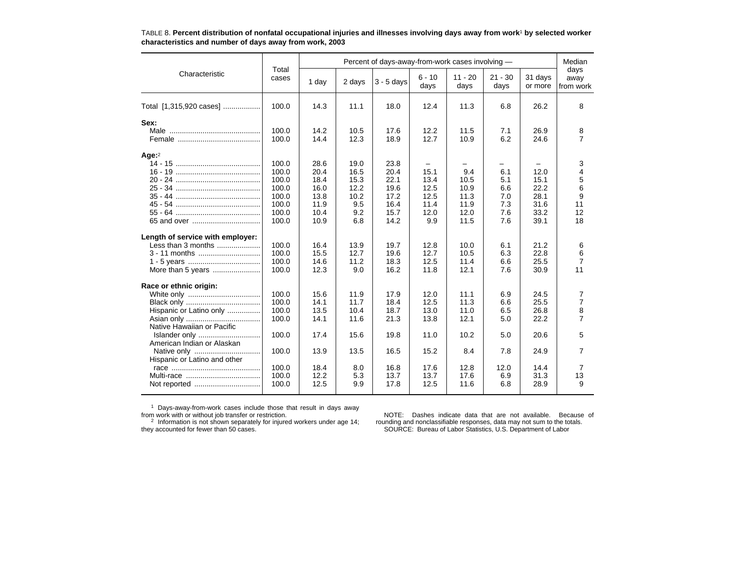TABLE 8. **Percent distribution of nonfatal occupational injuries and illnesses involving days away from work[1] by selected worker characteristics and number of days away from work, 2003**

| Characteristic | Total cases | Percent of days-away-from-work cases involving — | | | | | | | Median days away from work |
|---|---|---|---|---|---|---|---|---|---|
| | | 1 day | 2 days | 3 - 5 days | 6 - 10 days | 11 - 20 days | 21 - 30 days | 31 days or more | |
| Total [1,315,920 cases] | 100.0 | 14.3 | 11.1 | 18.0 | 12.4 | 11.3 | 6.8 | 26.2 | 8 |
| **Sex:** | | | | | | | | | |
| Male | 100.0 | 14.2 | 10.5 | 17.6 | 12.2 | 11.5 | 7.1 | 26.9 | 8 |
| Female | 100.0 | 14.4 | 12.3 | 18.9 | 12.7 | 10.9 | 6.2 | 24.6 | 7 |
| **Age:**[2] | | | | | | | | | |
| 14 - 15 | 100.0 | 28.6 | 19.0 | 23.8 | – | – | – | – | 3 |
| 16 - 19 | 100.0 | 20.4 | 16.5 | 20.4 | 15.1 | 9.4 | 6.1 | 12.0 | 4 |
| 20 - 24 | 100.0 | 18.4 | 15.3 | 22.1 | 13.4 | 10.5 | 5.1 | 15.1 | 5 |
| 25 - 34 | 100.0 | 16.0 | 12.2 | 19.6 | 12.5 | 10.9 | 6.6 | 22.2 | 6 |
| 35 - 44 | 100.0 | 13.8 | 10.2 | 17.2 | 12.5 | 11.3 | 7.0 | 28.1 | 9 |
| 45 - 54 | 100.0 | 11.9 | 9.5 | 16.4 | 11.4 | 11.9 | 7.3 | 31.6 | 11 |
| 55 - 64 | 100.0 | 10.4 | 9.2 | 15.7 | 12.0 | 12.0 | 7.6 | 33.2 | 12 |
| 65 and over | 100.0 | 10.9 | 6.8 | 14.2 | 9.9 | 11.5 | 7.6 | 39.1 | 18 |
| **Length of service with employer:** | | | | | | | | | |
| Less than 3 months | 100.0 | 16.4 | 13.9 | 19.7 | 12.8 | 10.0 | 6.1 | 21.2 | 6 |
| 3 - 11 months | 100.0 | 15.5 | 12.7 | 19.6 | 12.7 | 10.5 | 6.3 | 22.8 | 6 |
| 1 - 5 years | 100.0 | 14.6 | 11.2 | 18.3 | 12.5 | 11.4 | 6.6 | 25.5 | 7 |
| More than 5 years | 100.0 | 12.3 | 9.0 | 16.2 | 11.8 | 12.1 | 7.6 | 30.9 | 11 |
| **Race or ethnic origin:** | | | | | | | | | |
| White only | 100.0 | 15.6 | 11.9 | 17.9 | 12.0 | 11.1 | 6.9 | 24.5 | 7 |
| Black only | 100.0 | 14.1 | 11.7 | 18.4 | 12.5 | 11.3 | 6.6 | 25.5 | 7 |
| Hispanic or Latino only | 100.0 | 13.5 | 10.4 | 18.7 | 13.0 | 11.0 | 6.5 | 26.8 | 8 |
| Asian only | 100.0 | 14.1 | 11.6 | 21.3 | 13.8 | 12.1 | 5.0 | 22.2 | 7 |
| Native Hawaiian or Pacific Islander only | 100.0 | 17.4 | 15.6 | 19.8 | 11.0 | 10.2 | 5.0 | 20.6 | 5 |
| American Indian or Alaskan Native only | 100.0 | 13.9 | 13.5 | 16.5 | 15.2 | 8.4 | 7.8 | 24.9 | 7 |
| Hispanic or Latino and other race | 100.0 | 18.4 | 8.0 | 16.8 | 17.6 | 12.8 | 12.0 | 14.4 | 7 |
| Multi-race | 100.0 | 12.2 | 5.3 | 13.7 | 13.7 | 17.6 | 6.9 | 31.3 | 13 |
| Not reported | 100.0 | 12.5 | 9.9 | 17.8 | 12.5 | 11.6 | 6.8 | 28.9 | 9 |

[1] Days-away-from-work cases include those that result in days away from work with or without job transfer or restriction.

[2] Information is not shown separately for injured workers under age 14; they accounted for fewer than 50 cases.

NOTE: Dashes indicate data that are not available. Because of rounding and nonclassifiable responses, data may not sum to the totals.

SOURCE: Bureau of Labor Statistics, U.S. Department of Labor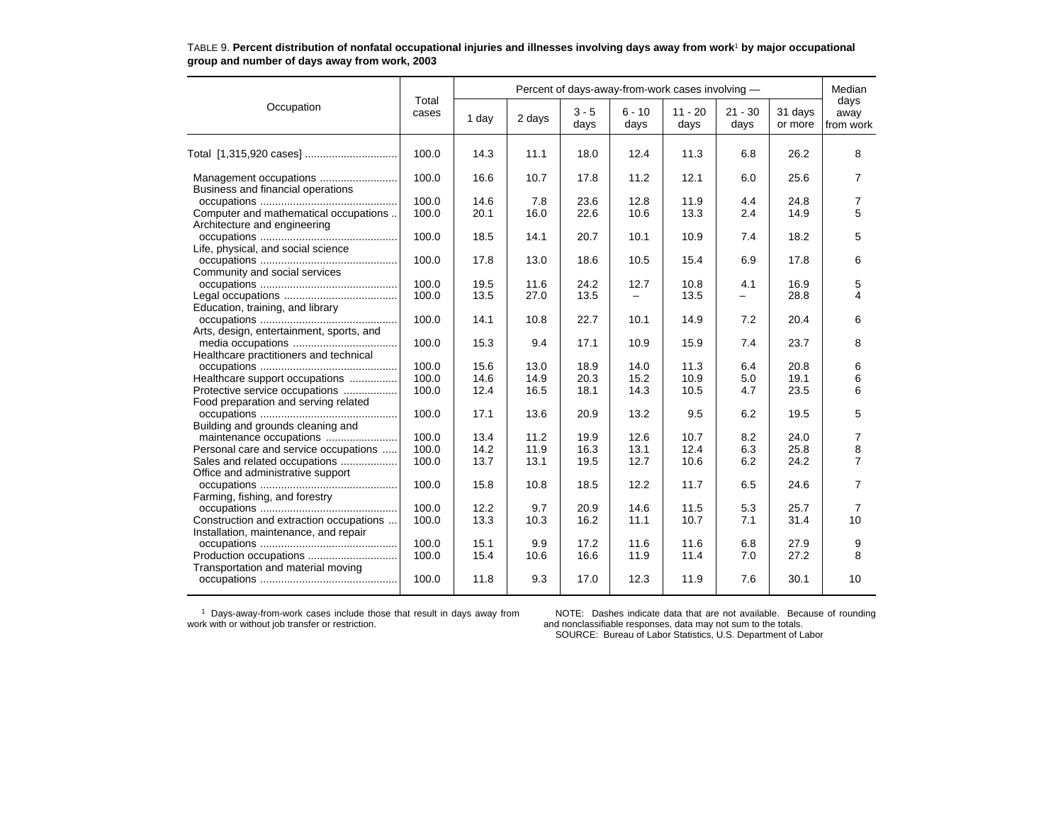TABLE 9. **Percent distribution of nonfatal occupational injuries and illnesses involving days away from work[1] by major occupational group and number of days away from work, 2003**

| Occupation | Total cases | Percent of days-away-from-work cases involving — | | | | | | | Median days away from work |
|---|---|---|---|---|---|---|---|---|---|
| | | 1 day | 2 days | 3 - 5 days | 6 - 10 days | 11 - 20 days | 21 - 30 days | 31 days or more | |
| Total [1,315,920 cases] | 100.0 | 14.3 | 11.1 | 18.0 | 12.4 | 11.3 | 6.8 | 26.2 | 8 |
| Management occupations | 100.0 | 16.6 | 10.7 | 17.8 | 11.2 | 12.1 | 6.0 | 25.6 | 7 |
| Business and financial operations occupations | 100.0 | 14.6 | 7.8 | 23.6 | 12.8 | 11.9 | 4.4 | 24.8 | 7 |
| Computer and mathematical occupations | 100.0 | 20.1 | 16.0 | 22.6 | 10.6 | 13.3 | 2.4 | 14.9 | 5 |
| Architecture and engineering occupations | 100.0 | 18.5 | 14.1 | 20.7 | 10.1 | 10.9 | 7.4 | 18.2 | 5 |
| Life, physical, and social science occupations | 100.0 | 17.8 | 13.0 | 18.6 | 10.5 | 15.4 | 6.9 | 17.8 | 6 |
| Community and social services occupations | 100.0 | 19.5 | 11.6 | 24.2 | 12.7 | 10.8 | 4.1 | 16.9 | 5 |
| Legal occupations | 100.0 | 13.5 | 27.0 | 13.5 | – | 13.5 | – | 28.8 | 4 |
| Education, training, and library occupations | 100.0 | 14.1 | 10.8 | 22.7 | 10.1 | 14.9 | 7.2 | 20.4 | 6 |
| Arts, design, entertainment, sports, and media occupations | 100.0 | 15.3 | 9.4 | 17.1 | 10.9 | 15.9 | 7.4 | 23.7 | 8 |
| Healthcare practitioners and technical occupations | 100.0 | 15.6 | 13.0 | 18.9 | 14.0 | 11.3 | 6.4 | 20.8 | 6 |
| Healthcare support occupations | 100.0 | 14.6 | 14.9 | 20.3 | 15.2 | 10.9 | 5.0 | 19.1 | 6 |
| Protective service occupations | 100.0 | 12.4 | 16.5 | 18.1 | 14.3 | 10.5 | 4.7 | 23.5 | 6 |
| Food preparation and serving related occupations | 100.0 | 17.1 | 13.6 | 20.9 | 13.2 | 9.5 | 6.2 | 19.5 | 5 |
| Building and grounds cleaning and maintenance occupations | 100.0 | 13.4 | 11.2 | 19.9 | 12.6 | 10.7 | 8.2 | 24.0 | 7 |
| Personal care and service occupations | 100.0 | 14.2 | 11.9 | 16.3 | 13.1 | 12.4 | 6.3 | 25.8 | 8 |
| Sales and related occupations | 100.0 | 13.7 | 13.1 | 19.5 | 12.7 | 10.6 | 6.2 | 24.2 | 7 |
| Office and administrative support occupations | 100.0 | 15.8 | 10.8 | 18.5 | 12.2 | 11.7 | 6.5 | 24.6 | 7 |
| Farming, fishing, and forestry occupations | 100.0 | 12.2 | 9.7 | 20.9 | 14.6 | 11.5 | 5.3 | 25.7 | 7 |
| Construction and extraction occupations | 100.0 | 13.3 | 10.3 | 16.2 | 11.1 | 10.7 | 7.1 | 31.4 | 10 |
| Installation, maintenance, and repair occupations | 100.0 | 15.1 | 9.9 | 17.2 | 11.6 | 11.6 | 6.8 | 27.9 | 9 |
| Production occupations | 100.0 | 15.4 | 10.6 | 16.6 | 11.9 | 11.4 | 7.0 | 27.2 | 8 |
| Transportation and material moving occupations | 100.0 | 11.8 | 9.3 | 17.0 | 12.3 | 11.9 | 7.6 | 30.1 | 10 |

[1] Days-away-from-work cases include those that result in days away from work with or without job transfer or restriction.

NOTE: Dashes indicate data that are not available. Because of rounding and nonclassifiable responses, data may not sum to the totals.

SOURCE: Bureau of Labor Statistics, U.S. Department of Labor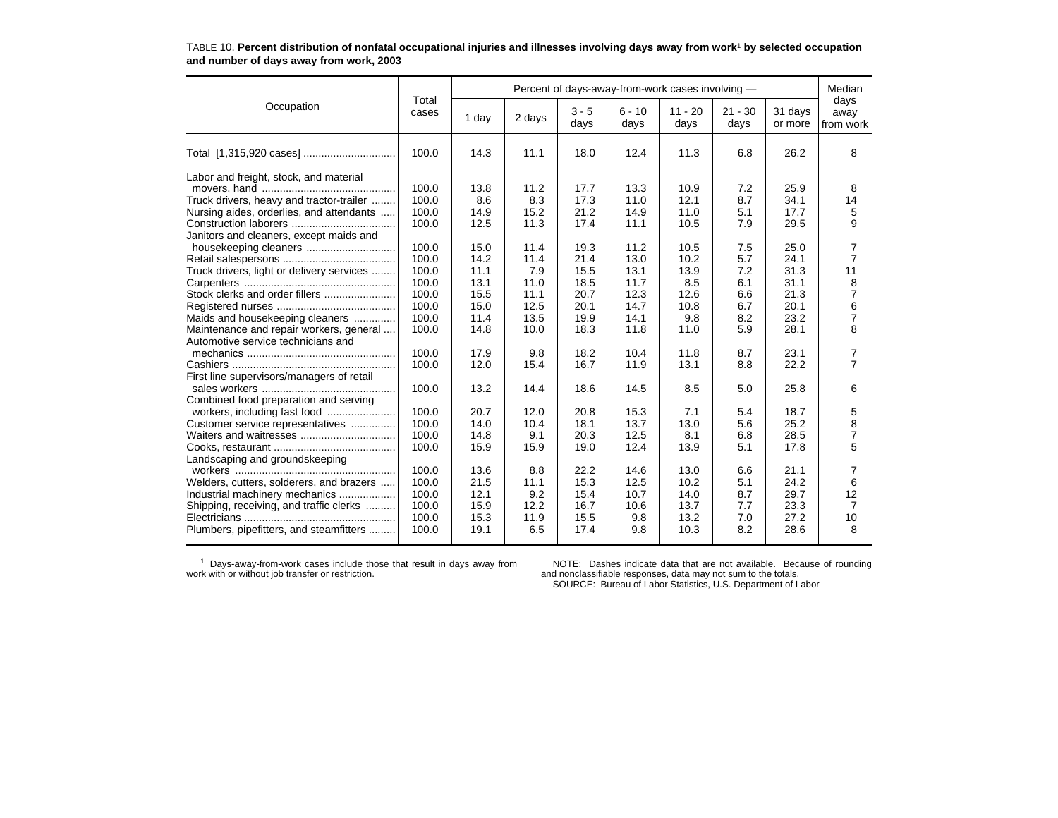TABLE 10. **Percent distribution of nonfatal occupational injuries and illnesses involving days away from work[1] by selected occupation and number of days away from work, 2003**

| Occupation | Total cases | Percent of days-away-from-work cases involving — | | | | | | | Median days away from work |
|---|---|---|---|---|---|---|---|---|---|
| | | 1 day | 2 days | 3 - 5 days | 6 - 10 days | 11 - 20 days | 21 - 30 days | 31 days or more | |
| Total [1,315,920 cases] | 100.0 | 14.3 | 11.1 | 18.0 | 12.4 | 11.3 | 6.8 | 26.2 | 8 |
| Labor and freight, stock, and material movers, hand | 100.0 | 13.8 | 11.2 | 17.7 | 13.3 | 10.9 | 7.2 | 25.9 | 8 |
| Truck drivers, heavy and tractor-trailer | 100.0 | 8.6 | 8.3 | 17.3 | 11.0 | 12.1 | 8.7 | 34.1 | 14 |
| Nursing aides, orderlies, and attendants | 100.0 | 14.9 | 15.2 | 21.2 | 14.9 | 11.0 | 5.1 | 17.7 | 5 |
| Construction laborers | 100.0 | 12.5 | 11.3 | 17.4 | 11.1 | 10.5 | 7.9 | 29.5 | 9 |
| Janitors and cleaners, except maids and housekeeping cleaners | 100.0 | 15.0 | 11.4 | 19.3 | 11.2 | 10.5 | 7.5 | 25.0 | 7 |
| Retail salespersons | 100.0 | 14.2 | 11.4 | 21.4 | 13.0 | 10.2 | 5.7 | 24.1 | 7 |
| Truck drivers, light or delivery services | 100.0 | 11.1 | 7.9 | 15.5 | 13.1 | 13.9 | 7.2 | 31.3 | 11 |
| Carpenters | 100.0 | 13.1 | 11.0 | 18.5 | 11.7 | 8.5 | 6.1 | 31.1 | 8 |
| Stock clerks and order fillers | 100.0 | 15.5 | 11.1 | 20.7 | 12.3 | 12.6 | 6.6 | 21.3 | 7 |
| Registered nurses | 100.0 | 15.0 | 12.5 | 20.1 | 14.7 | 10.8 | 6.7 | 20.1 | 6 |
| Maids and housekeeping cleaners | 100.0 | 11.4 | 13.5 | 19.9 | 14.1 | 9.8 | 8.2 | 23.2 | 7 |
| Maintenance and repair workers, general | 100.0 | 14.8 | 10.0 | 18.3 | 11.8 | 11.0 | 5.9 | 28.1 | 8 |
| Automotive service technicians and mechanics | 100.0 | 17.9 | 9.8 | 18.2 | 10.4 | 11.8 | 8.7 | 23.1 | 7 |
| Cashiers | 100.0 | 12.0 | 15.4 | 16.7 | 11.9 | 13.1 | 8.8 | 22.2 | 7 |
| First line supervisors/managers of retail sales workers | 100.0 | 13.2 | 14.4 | 18.6 | 14.5 | 8.5 | 5.0 | 25.8 | 6 |
| Combined food preparation and serving workers, including fast food | 100.0 | 20.7 | 12.0 | 20.8 | 15.3 | 7.1 | 5.4 | 18.7 | 5 |
| Customer service representatives | 100.0 | 14.0 | 10.4 | 18.1 | 13.7 | 13.0 | 5.6 | 25.2 | 8 |
| Waiters and waitresses | 100.0 | 14.8 | 9.1 | 20.3 | 12.5 | 8.1 | 6.8 | 28.5 | 7 |
| Cooks, restaurant | 100.0 | 15.9 | 15.9 | 19.0 | 12.4 | 13.9 | 5.1 | 17.8 | 5 |
| Landscaping and groundskeeping workers | 100.0 | 13.6 | 8.8 | 22.2 | 14.6 | 13.0 | 6.6 | 21.1 | 7 |
| Welders, cutters, solderers, and brazers | 100.0 | 21.5 | 11.1 | 15.3 | 12.5 | 10.2 | 5.1 | 24.2 | 6 |
| Industrial machinery mechanics | 100.0 | 12.1 | 9.2 | 15.4 | 10.7 | 14.0 | 8.7 | 29.7 | 12 |
| Shipping, receiving, and traffic clerks | 100.0 | 15.9 | 12.2 | 16.7 | 10.6 | 13.7 | 7.7 | 23.3 | 7 |
| Electricians | 100.0 | 15.3 | 11.9 | 15.5 | 9.8 | 13.2 | 7.0 | 27.2 | 10 |
| Plumbers, pipefitters, and steamfitters | 100.0 | 19.1 | 6.5 | 17.4 | 9.8 | 10.3 | 8.2 | 28.6 | 8 |

[1] Days-away-from-work cases include those that result in days away from work with or without job transfer or restriction.

NOTE: Dashes indicate data that are not available. Because of rounding and nonclassifiable responses, data may not sum to the totals.

SOURCE: Bureau of Labor Statistics, U.S. Department of Labor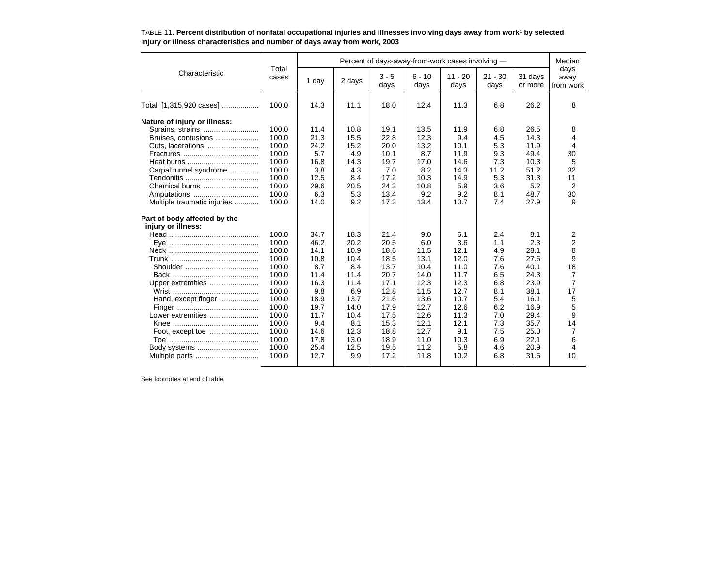TABLE 11. **Percent distribution of nonfatal occupational injuries and illnesses involving days away from work[1] by selected injury or illness characteristics and number of days away from work, 2003**

| Characteristic | Total cases | Percent of days-away-from-work cases involving — | | | | | | | Median days away from work |
|---|---|---|---|---|---|---|---|---|---|
| | | 1 day | 2 days | 3 - 5 days | 6 - 10 days | 11 - 20 days | 21 - 30 days | 31 days or more | |
| Total [1,315,920 cases] | 100.0 | 14.3 | 11.1 | 18.0 | 12.4 | 11.3 | 6.8 | 26.2 | 8 |
| **Nature of injury or illness:** | | | | | | | | | |
| Sprains, strains | 100.0 | 11.4 | 10.8 | 19.1 | 13.5 | 11.9 | 6.8 | 26.5 | 8 |
| Bruises, contusions | 100.0 | 21.3 | 15.5 | 22.8 | 12.3 | 9.4 | 4.5 | 14.3 | 4 |
| Cuts, lacerations | 100.0 | 24.2 | 15.2 | 20.0 | 13.2 | 10.1 | 5.3 | 11.9 | 4 |
| Fractures | 100.0 | 5.7 | 4.9 | 10.1 | 8.7 | 11.9 | 9.3 | 49.4 | 30 |
| Heat burns | 100.0 | 16.8 | 14.3 | 19.7 | 17.0 | 14.6 | 7.3 | 10.3 | 5 |
| Carpal tunnel syndrome | 100.0 | 3.8 | 4.3 | 7.0 | 8.2 | 14.3 | 11.2 | 51.2 | 32 |
| Tendonitis | 100.0 | 12.5 | 8.4 | 17.2 | 10.3 | 14.9 | 5.3 | 31.3 | 11 |
| Chemical burns | 100.0 | 29.6 | 20.5 | 24.3 | 10.8 | 5.9 | 3.6 | 5.2 | 2 |
| Amputations | 100.0 | 6.3 | 5.3 | 13.4 | 9.2 | 9.2 | 8.1 | 48.7 | 30 |
| Multiple traumatic injuries | 100.0 | 14.0 | 9.2 | 17.3 | 13.4 | 10.7 | 7.4 | 27.9 | 9 |
| **Part of body affected by the injury or illness:** | | | | | | | | | |
| Head | 100.0 | 34.7 | 18.3 | 21.4 | 9.0 | 6.1 | 2.4 | 8.1 | 2 |
| Eye | 100.0 | 46.2 | 20.2 | 20.5 | 6.0 | 3.6 | 1.1 | 2.3 | 2 |
| Neck | 100.0 | 14.1 | 10.9 | 18.6 | 11.5 | 12.1 | 4.9 | 28.1 | 8 |
| Trunk | 100.0 | 10.8 | 10.4 | 18.5 | 13.1 | 12.0 | 7.6 | 27.6 | 9 |
| Shoulder | 100.0 | 8.7 | 8.4 | 13.7 | 10.4 | 11.0 | 7.6 | 40.1 | 18 |
| Back | 100.0 | 11.4 | 11.4 | 20.7 | 14.0 | 11.7 | 6.5 | 24.3 | 7 |
| Upper extremities | 100.0 | 16.3 | 11.4 | 17.1 | 12.3 | 12.3 | 6.8 | 23.9 | 7 |
| Wrist | 100.0 | 9.8 | 6.9 | 12.8 | 11.5 | 12.7 | 8.1 | 38.1 | 17 |
| Hand, except finger | 100.0 | 18.9 | 13.7 | 21.6 | 13.6 | 10.7 | 5.4 | 16.1 | 5 |
| Finger | 100.0 | 19.7 | 14.0 | 17.9 | 12.7 | 12.6 | 6.2 | 16.9 | 5 |
| Lower extremities | 100.0 | 11.7 | 10.4 | 17.5 | 12.6 | 11.3 | 7.0 | 29.4 | 9 |
| Knee | 100.0 | 9.4 | 8.1 | 15.3 | 12.1 | 12.1 | 7.3 | 35.7 | 14 |
| Foot, except toe | 100.0 | 14.6 | 12.3 | 18.8 | 12.7 | 9.1 | 7.5 | 25.0 | 7 |
| Toe | 100.0 | 17.8 | 13.0 | 18.9 | 11.0 | 10.3 | 6.9 | 22.1 | 6 |
| Body systems | 100.0 | 25.4 | 12.5 | 19.5 | 11.2 | 5.8 | 4.6 | 20.9 | 4 |
| Multiple parts | 100.0 | 12.7 | 9.9 | 17.2 | 11.8 | 10.2 | 6.8 | 31.5 | 10 |

See footnotes at end of table.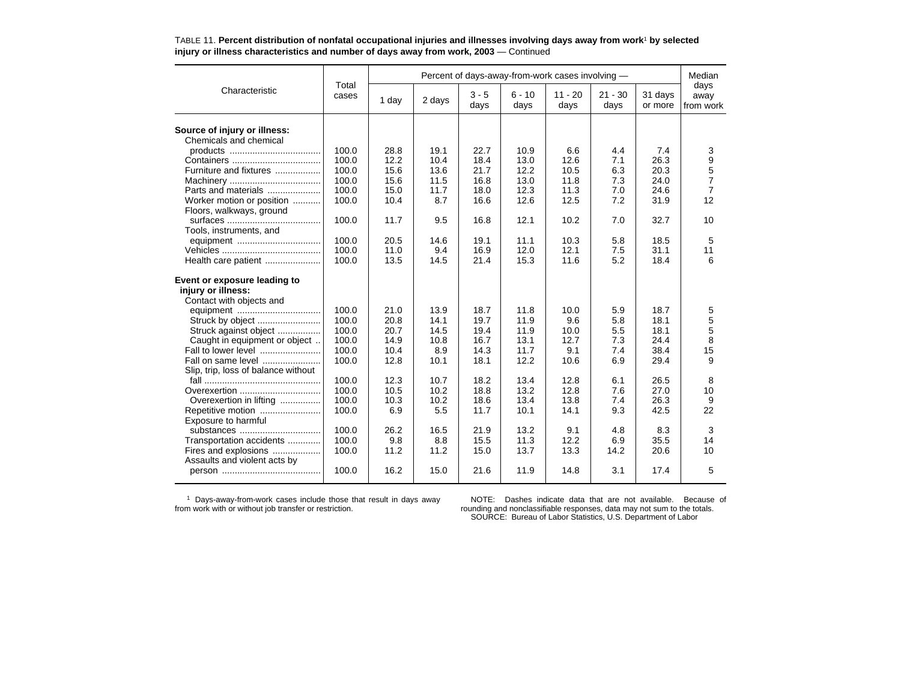TABLE 11. **Percent distribution of nonfatal occupational injuries and illnesses involving days away from work[1] by selected injury or illness characteristics and number of days away from work, 2003** — Continued

| Characteristic | Total cases | Percent of days-away-from-work cases involving — | | | | | | | Median days away from work |
|---|---|---|---|---|---|---|---|---|---|
| | | 1 day | 2 days | 3 - 5 days | 6 - 10 days | 11 - 20 days | 21 - 30 days | 31 days or more | |
| **Source of injury or illness:** | | | | | | | | | |
| Chemicals and chemical products | 100.0 | 28.8 | 19.1 | 22.7 | 10.9 | 6.6 | 4.4 | 7.4 | 3 |
| Containers | 100.0 | 12.2 | 10.4 | 18.4 | 13.0 | 12.6 | 7.1 | 26.3 | 9 |
| Furniture and fixtures | 100.0 | 15.6 | 13.6 | 21.7 | 12.2 | 10.5 | 6.3 | 20.3 | 5 |
| Machinery | 100.0 | 15.6 | 11.5 | 16.8 | 13.0 | 11.8 | 7.3 | 24.0 | 7 |
| Parts and materials | 100.0 | 15.0 | 11.7 | 18.0 | 12.3 | 11.3 | 7.0 | 24.6 | 7 |
| Worker motion or position | 100.0 | 10.4 | 8.7 | 16.6 | 12.6 | 12.5 | 7.2 | 31.9 | 12 |
| Floors, walkways, ground surfaces | 100.0 | 11.7 | 9.5 | 16.8 | 12.1 | 10.2 | 7.0 | 32.7 | 10 |
| Tools, instruments, and equipment | 100.0 | 20.5 | 14.6 | 19.1 | 11.1 | 10.3 | 5.8 | 18.5 | 5 |
| Vehicles | 100.0 | 11.0 | 9.4 | 16.9 | 12.0 | 12.1 | 7.5 | 31.1 | 11 |
| Health care patient | 100.0 | 13.5 | 14.5 | 21.4 | 15.3 | 11.6 | 5.2 | 18.4 | 6 |
| **Event or exposure leading to injury or illness:** | | | | | | | | | |
| Contact with objects and equipment | 100.0 | 21.0 | 13.9 | 18.7 | 11.8 | 10.0 | 5.9 | 18.7 | 5 |
| Struck by object | 100.0 | 20.8 | 14.1 | 19.7 | 11.9 | 9.6 | 5.8 | 18.1 | 5 |
| Struck against object | 100.0 | 20.7 | 14.5 | 19.4 | 11.9 | 10.0 | 5.5 | 18.1 | 5 |
| Caught in equipment or object | 100.0 | 14.9 | 10.8 | 16.7 | 13.1 | 12.7 | 7.3 | 24.4 | 8 |
| Fall to lower level | 100.0 | 10.4 | 8.9 | 14.3 | 11.7 | 9.1 | 7.4 | 38.4 | 15 |
| Fall on same level | 100.0 | 12.8 | 10.1 | 18.1 | 12.2 | 10.6 | 6.9 | 29.4 | 9 |
| Slip, trip, loss of balance without fall | 100.0 | 12.3 | 10.7 | 18.2 | 13.4 | 12.8 | 6.1 | 26.5 | 8 |
| Overexertion | 100.0 | 10.5 | 10.2 | 18.8 | 13.2 | 12.8 | 7.6 | 27.0 | 10 |
| Overexertion in lifting | 100.0 | 10.3 | 10.2 | 18.6 | 13.4 | 13.8 | 7.4 | 26.3 | 9 |
| Repetitive motion | 100.0 | 6.9 | 5.5 | 11.7 | 10.1 | 14.1 | 9.3 | 42.5 | 22 |
| Exposure to harmful substances | 100.0 | 26.2 | 16.5 | 21.9 | 13.2 | 9.1 | 4.8 | 8.3 | 3 |
| Transportation accidents | 100.0 | 9.8 | 8.8 | 15.5 | 11.3 | 12.2 | 6.9 | 35.5 | 14 |
| Fires and explosions | 100.0 | 11.2 | 11.2 | 15.0 | 13.7 | 13.3 | 14.2 | 20.6 | 10 |
| Assaults and violent acts by person | 100.0 | 16.2 | 15.0 | 21.6 | 11.9 | 14.8 | 3.1 | 17.4 | 5 |

[1] Days-away-from-work cases include those that result in days away from work with or without job transfer or restriction.

NOTE: Dashes indicate data that are not available. Because of rounding and nonclassifiable responses, data may not sum to the totals.
SOURCE: Bureau of Labor Statistics, U.S. Department of Labor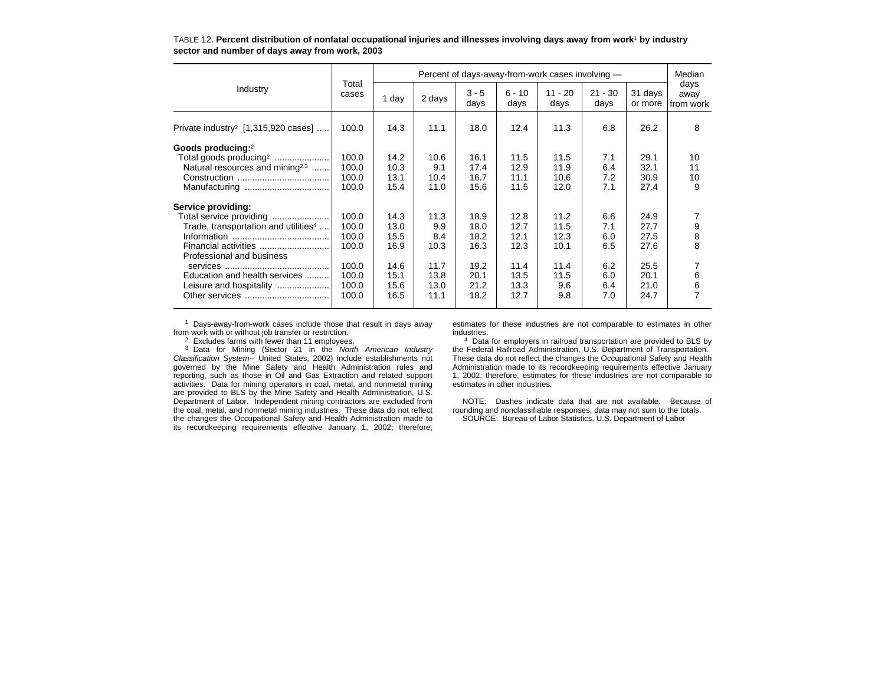TABLE 12. **Percent distribution of nonfatal occupational injuries and illnesses involving days away from work[1] by industry sector and number of days away from work, 2003**

| Industry | Total cases | Percent of days-away-from-work cases involving — | | | | | | | Median days away from work |
|---|---|---|---|---|---|---|---|---|---|
| | | 1 day | 2 days | 3 - 5 days | 6 - 10 days | 11 - 20 days | 21 - 30 days | 31 days or more | |
| Private industry[2] [1,315,920 cases] | 100.0 | 14.3 | 11.1 | 18.0 | 12.4 | 11.3 | 6.8 | 26.2 | 8 |
| **Goods producing:**[2] | | | | | | | | | |
| Total goods producing[2] | 100.0 | 14.2 | 10.6 | 16.1 | 11.5 | 11.5 | 7.1 | 29.1 | 10 |
| Natural resources and mining[2,3] | 100.0 | 10.3 | 9.1 | 17.4 | 12.9 | 11.9 | 6.4 | 32.1 | 11 |
| Construction | 100.0 | 13.1 | 10.4 | 16.7 | 11.1 | 10.6 | 7.2 | 30.9 | 10 |
| Manufacturing | 100.0 | 15.4 | 11.0 | 15.6 | 11.5 | 12.0 | 7.1 | 27.4 | 9 |
| **Service providing:** | | | | | | | | | |
| Total service providing | 100.0 | 14.3 | 11.3 | 18.9 | 12.8 | 11.2 | 6.6 | 24.9 | 7 |
| Trade, transportation and utilities[4] | 100.0 | 13.0 | 9.9 | 18.0 | 12.7 | 11.5 | 7.1 | 27.7 | 9 |
| Information | 100.0 | 15.5 | 8.4 | 18.2 | 12.1 | 12.3 | 6.0 | 27.5 | 8 |
| Financial activities | 100.0 | 16.9 | 10.3 | 16.3 | 12.3 | 10.1 | 6.5 | 27.6 | 8 |
| Professional and business services | 100.0 | 14.6 | 11.7 | 19.2 | 11.4 | 11.4 | 6.2 | 25.5 | 7 |
| Education and health services | 100.0 | 15.1 | 13.8 | 20.1 | 13.5 | 11.5 | 6.0 | 20.1 | 6 |
| Leisure and hospitality | 100.0 | 15.6 | 13.0 | 21.2 | 13.3 | 9.6 | 6.4 | 21.0 | 6 |
| Other services | 100.0 | 16.5 | 11.1 | 18.2 | 12.7 | 9.8 | 7.0 | 24.7 | 7 |

[1] Days-away-from-work cases include those that result in days away from work with or without job transfer or restriction.

[2] Excludes farms with fewer than 11 employees.

[3] Data for Mining (Sector 21 in the *North American Industry Classification System*-- United States, 2002) include establishments not governed by the Mine Safety and Health Administration rules and reporting, such as those in Oil and Gas Extraction and related support activities. Data for mining operators in coal, metal, and nonmetal mining are provided to BLS by the Mine Safety and Health Administration, U.S. Department of Labor. Independent mining contractors are excluded from the coal, metal, and nonmetal mining industries. These data do not reflect the changes the Occupational Safety and Health Administration made to its recordkeeping requirements effective January 1, 2002; therefore, estimates for these industries are not comparable to estimates in other industries.

[4] Data for employers in railroad transportation are provided to BLS by the Federal Railroad Administration, U.S. Department of Transportation. These data do not reflect the changes the Occupational Safety and Health Administration made to its recordkeeping requirements effective January 1, 2002; therefore, estimates for these industries are not comparable to estimates in other industries.

NOTE: Dashes indicate data that are not available. Because of rounding and nonclassifiable responses, data may not sum to the totals.

SOURCE: Bureau of Labor Statistics, U.S. Department of Labor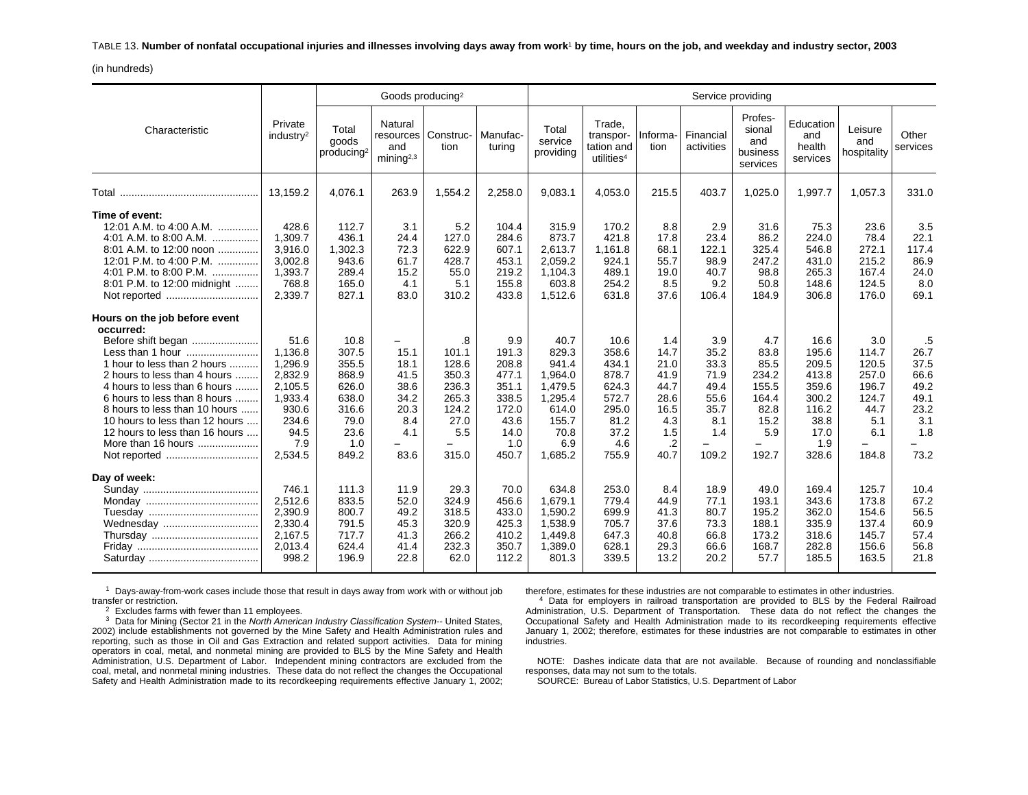TABLE 13. **Number of nonfatal occupational injuries and illnesses involving days away from work[1] by time, hours on the job, and weekday and industry sector, 2003**

(in hundreds)

| Characteristic | Private industry[2] | Goods producing[2] | | | | Service providing | | | | | | | |
|---|---|---|---|---|---|---|---|---|---|---|---|---|---|
| | | Total goods producing[2] | Natural resources and mining[2,3] | Construction | Manufacturing | Total service providing | Trade, transportation and utilities[4] | Information | Financial activities | Professional and business services | Education and health services | Leisure and hospitality | Other services |
| Total | 13,159.2 | 4,076.1 | 263.9 | 1,554.2 | 2,258.0 | 9,083.1 | 4,053.0 | 215.5 | 403.7 | 1,025.0 | 1,997.7 | 1,057.3 | 331.0 |
| **Time of event:** | | | | | | | | | | | | | |
| 12:01 A.M. to 4:00 A.M. | 428.6 | 112.7 | 3.1 | 5.2 | 104.4 | 315.9 | 170.2 | 8.8 | 2.9 | 31.6 | 75.3 | 23.6 | 3.5 |
| 4:01 A.M. to 8:00 A.M. | 1,309.7 | 436.1 | 24.4 | 127.0 | 284.6 | 873.7 | 421.8 | 17.8 | 23.4 | 86.2 | 224.0 | 78.4 | 22.1 |
| 8:01 A.M. to 12:00 noon | 3,916.0 | 1,302.3 | 72.3 | 622.9 | 607.1 | 2,613.7 | 1,161.8 | 68.1 | 122.1 | 325.4 | 546.8 | 272.1 | 117.4 |
| 12:01 P.M. to 4:00 P.M. | 3,002.8 | 943.6 | 61.7 | 428.7 | 453.1 | 2,059.2 | 924.1 | 55.7 | 98.9 | 247.2 | 431.0 | 215.2 | 86.9 |
| 4:01 P.M. to 8:00 P.M. | 1,393.7 | 289.4 | 15.2 | 55.0 | 219.2 | 1,104.3 | 489.1 | 19.0 | 40.7 | 98.8 | 265.3 | 167.4 | 24.0 |
| 8:01 P.M. to 12:00 midnight | 768.8 | 165.0 | 4.1 | 5.1 | 155.8 | 603.8 | 254.2 | 8.5 | 9.2 | 50.8 | 148.6 | 124.5 | 8.0 |
| Not reported | 2,339.7 | 827.1 | 83.0 | 310.2 | 433.8 | 1,512.6 | 631.8 | 37.6 | 106.4 | 184.9 | 306.8 | 176.0 | 69.1 |
| **Hours on the job before event occurred:** | | | | | | | | | | | | | |
| Before shift began | 51.6 | 10.8 | – | .8 | 9.9 | 40.7 | 10.6 | 1.4 | 3.9 | 4.7 | 16.6 | 3.0 | .5 |
| Less than 1 hour | 1,136.8 | 307.5 | 15.1 | 101.1 | 191.3 | 829.3 | 358.6 | 14.7 | 35.2 | 83.8 | 195.6 | 114.7 | 26.7 |
| 1 hour to less than 2 hours | 1,296.9 | 355.5 | 18.1 | 128.6 | 208.8 | 941.4 | 434.1 | 21.0 | 33.3 | 85.5 | 209.5 | 120.5 | 37.5 |
| 2 hours to less than 4 hours | 2,832.9 | 868.9 | 41.5 | 350.3 | 477.1 | 1,964.0 | 878.7 | 41.9 | 71.9 | 234.2 | 413.8 | 257.0 | 66.6 |
| 4 hours to less than 6 hours | 2,105.5 | 626.0 | 38.6 | 236.3 | 351.1 | 1,479.5 | 624.3 | 44.7 | 49.4 | 155.5 | 359.6 | 196.7 | 49.2 |
| 6 hours to less than 8 hours | 1,933.4 | 638.0 | 34.2 | 265.3 | 338.5 | 1,295.4 | 572.7 | 28.6 | 55.6 | 164.4 | 300.2 | 124.7 | 49.1 |
| 8 hours to less than 10 hours | 930.6 | 316.6 | 20.3 | 124.2 | 172.0 | 614.0 | 295.0 | 16.5 | 35.7 | 82.8 | 116.2 | 44.7 | 23.2 |
| 10 hours to less than 12 hours | 234.6 | 79.0 | 8.4 | 27.0 | 43.6 | 155.7 | 81.2 | 4.3 | 8.1 | 15.2 | 38.8 | 5.1 | 3.1 |
| 12 hours to less than 16 hours | 94.5 | 23.6 | 4.1 | 5.5 | 14.0 | 70.8 | 37.2 | 1.5 | 1.4 | 5.9 | 17.0 | 6.1 | 1.8 |
| More than 16 hours | 7.9 | 1.0 | – | – | 1.0 | 6.9 | 4.6 | .2 | – | – | 1.9 | – | – |
| Not reported | 2,534.5 | 849.2 | 83.6 | 315.0 | 450.7 | 1,685.2 | 755.9 | 40.7 | 109.2 | 192.7 | 328.6 | 184.8 | 73.2 |
| **Day of week:** | | | | | | | | | | | | | |
| Sunday | 746.1 | 111.3 | 11.9 | 29.3 | 70.0 | 634.8 | 253.0 | 8.4 | 18.9 | 49.0 | 169.4 | 125.7 | 10.4 |
| Monday | 2,512.6 | 833.5 | 52.0 | 324.9 | 456.6 | 1,679.1 | 779.4 | 44.9 | 77.1 | 193.1 | 343.6 | 173.8 | 67.2 |
| Tuesday | 2,390.9 | 800.7 | 49.2 | 318.5 | 433.0 | 1,590.2 | 699.9 | 41.3 | 80.7 | 195.2 | 362.0 | 154.6 | 56.5 |
| Wednesday | 2,330.4 | 791.5 | 45.3 | 320.9 | 425.3 | 1,538.9 | 705.7 | 37.6 | 73.3 | 188.1 | 335.9 | 137.4 | 60.9 |
| Thursday | 2,167.5 | 717.7 | 41.3 | 266.2 | 410.2 | 1,449.8 | 647.3 | 40.8 | 66.8 | 173.2 | 318.6 | 145.7 | 57.4 |
| Friday | 2,013.4 | 624.4 | 41.4 | 232.3 | 350.7 | 1,389.0 | 628.1 | 29.3 | 66.6 | 168.7 | 282.8 | 156.6 | 56.8 |
| Saturday | 998.2 | 196.9 | 22.8 | 62.0 | 112.2 | 801.3 | 339.5 | 13.2 | 20.2 | 57.7 | 185.5 | 163.5 | 21.8 |

[1] Days-away-from-work cases include those that result in days away from work with or without job transfer or restriction.

[2] Excludes farms with fewer than 11 employees.

[3] Data for Mining (Sector 21 in the *North American Industry Classification System*-- United States, 2002) include establishments not governed by the Mine Safety and Health Administration rules and reporting, such as those in Oil and Gas Extraction and related support activities. Data for mining operators in coal, metal, and nonmetal mining are provided to BLS by the Mine Safety and Health Administration, U.S. Department of Labor. Independent mining contractors are excluded from the coal, metal, and nonmetal mining industries. These data do not reflect the changes the Occupational Safety and Health Administration made to its recordkeeping requirements effective January 1, 2002; therefore, estimates for these industries are not comparable to estimates in other industries.

[4] Data for employers in railroad transportation are provided to BLS by the Federal Railroad Administration, U.S. Department of Transportation. These data do not reflect the changes the Occupational Safety and Health Administration made to its recordkeeping requirements effective January 1, 2002; therefore, estimates for these industries are not comparable to estimates in other industries.

NOTE: Dashes indicate data that are not available. Because of rounding and nonclassifiable responses, data may not sum to the totals.

SOURCE: Bureau of Labor Statistics, U.S. Department of Labor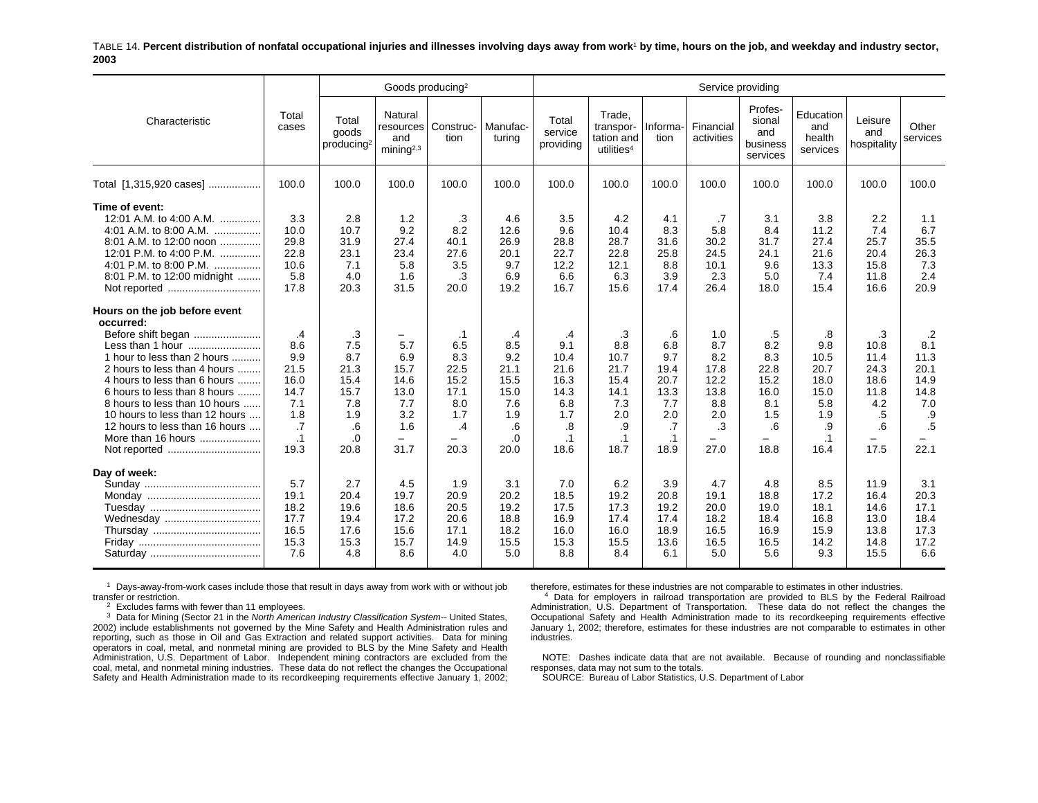TABLE 14. **Percent distribution of nonfatal occupational injuries and illnesses involving days away from work[1] by time, hours on the job, and weekday and industry sector, 2003**

| Characteristic | Total cases | Goods producing[2] | | | | Service providing | | | | | | | |
|---|---|---|---|---|---|---|---|---|---|---|---|---|---|
| | | Total goods producing[2] | Natural resources and mining[2,3] | Construction | Manufacturing | Total service providing | Trade, transportation and utilities[4] | Information | Financial activities | Professional and business services | Education and health services | Leisure and hospitality | Other services |
| Total [1,315,920 cases] | 100.0 | 100.0 | 100.0 | 100.0 | 100.0 | 100.0 | 100.0 | 100.0 | 100.0 | 100.0 | 100.0 | 100.0 | 100.0 |
| **Time of event:** | | | | | | | | | | | | | |
| 12:01 A.M. to 4:00 A.M. | 3.3 | 2.8 | 1.2 | .3 | 4.6 | 3.5 | 4.2 | 4.1 | .7 | 3.1 | 3.8 | 2.2 | 1.1 |
| 4:01 A.M. to 8:00 A.M. | 10.0 | 10.7 | 9.2 | 8.2 | 12.6 | 9.6 | 10.4 | 8.3 | 5.8 | 8.4 | 11.2 | 7.4 | 6.7 |
| 8:01 A.M. to 12:00 noon | 29.8 | 31.9 | 27.4 | 40.1 | 26.9 | 28.8 | 28.7 | 31.6 | 30.2 | 31.7 | 27.4 | 25.7 | 35.5 |
| 12:01 P.M. to 4:00 P.M. | 22.8 | 23.1 | 23.4 | 27.6 | 20.1 | 22.7 | 22.8 | 25.8 | 24.5 | 24.1 | 21.6 | 20.4 | 26.3 |
| 4:01 P.M. to 8:00 P.M. | 10.6 | 7.1 | 5.8 | 3.5 | 9.7 | 12.2 | 12.1 | 8.8 | 10.1 | 9.6 | 13.3 | 15.8 | 7.3 |
| 8:01 P.M. to 12:00 midnight | 5.8 | 4.0 | 1.6 | .3 | 6.9 | 6.6 | 6.3 | 3.9 | 2.3 | 5.0 | 7.4 | 11.8 | 2.4 |
| Not reported | 17.8 | 20.3 | 31.5 | 20.0 | 19.2 | 16.7 | 15.6 | 17.4 | 26.4 | 18.0 | 15.4 | 16.6 | 20.9 |
| **Hours on the job before event occurred:** | | | | | | | | | | | | | |
| Before shift began | .4 | .3 | – | .1 | .4 | .4 | .3 | .6 | 1.0 | .5 | .8 | .3 | .2 |
| Less than 1 hour | 8.6 | 7.5 | 5.7 | 6.5 | 8.5 | 9.1 | 8.8 | 6.8 | 8.7 | 8.2 | 9.8 | 10.8 | 8.1 |
| 1 hour to less than 2 hours | 9.9 | 8.7 | 6.9 | 8.3 | 9.2 | 10.4 | 10.7 | 9.7 | 8.2 | 8.3 | 10.5 | 11.4 | 11.3 |
| 2 hours to less than 4 hours | 21.5 | 21.3 | 15.7 | 22.5 | 21.1 | 21.6 | 21.7 | 19.4 | 17.8 | 22.8 | 20.7 | 24.3 | 20.1 |
| 4 hours to less than 6 hours | 16.0 | 15.4 | 14.6 | 15.2 | 15.5 | 16.3 | 15.4 | 20.7 | 12.2 | 15.2 | 18.0 | 18.6 | 14.9 |
| 6 hours to less than 8 hours | 14.7 | 15.7 | 13.0 | 17.1 | 15.0 | 14.3 | 14.1 | 13.3 | 13.8 | 16.0 | 15.0 | 11.8 | 14.8 |
| 8 hours to less than 10 hours | 7.1 | 7.8 | 7.7 | 8.0 | 7.6 | 6.8 | 7.3 | 7.7 | 8.8 | 8.1 | 5.8 | 4.2 | 7.0 |
| 10 hours to less than 12 hours | 1.8 | 1.9 | 3.2 | 1.7 | 1.9 | 1.7 | 2.0 | 2.0 | 2.0 | 1.5 | 1.9 | .5 | .9 |
| 12 hours to less than 16 hours | .7 | .6 | 1.6 | .4 | .6 | .8 | .9 | .7 | .3 | .6 | .9 | .6 | .5 |
| More than 16 hours | .1 | .0 | – | – | .0 | .1 | .1 | .1 | – | – | .1 | – | – |
| Not reported | 19.3 | 20.8 | 31.7 | 20.3 | 20.0 | 18.6 | 18.7 | 18.9 | 27.0 | 18.8 | 16.4 | 17.5 | 22.1 |
| **Day of week:** | | | | | | | | | | | | | |
| Sunday | 5.7 | 2.7 | 4.5 | 1.9 | 3.1 | 7.0 | 6.2 | 3.9 | 4.7 | 4.8 | 8.5 | 11.9 | 3.1 |
| Monday | 19.1 | 20.4 | 19.7 | 20.9 | 20.2 | 18.5 | 19.2 | 20.8 | 19.1 | 18.8 | 17.2 | 16.4 | 20.3 |
| Tuesday | 18.2 | 19.6 | 18.6 | 20.5 | 19.2 | 17.5 | 17.3 | 19.2 | 20.0 | 19.0 | 18.1 | 14.6 | 17.1 |
| Wednesday | 17.7 | 19.4 | 17.2 | 20.6 | 18.8 | 16.9 | 17.4 | 17.4 | 18.2 | 18.4 | 16.8 | 13.0 | 18.4 |
| Thursday | 16.5 | 17.6 | 15.6 | 17.1 | 18.2 | 16.0 | 16.0 | 18.9 | 16.5 | 16.9 | 15.9 | 13.8 | 17.3 |
| Friday | 15.3 | 15.3 | 15.7 | 14.9 | 15.5 | 15.3 | 15.5 | 13.6 | 16.5 | 16.5 | 14.2 | 14.8 | 17.2 |
| Saturday | 7.6 | 4.8 | 8.6 | 4.0 | 5.0 | 8.8 | 8.4 | 6.1 | 5.0 | 5.6 | 9.3 | 15.5 | 6.6 |

[1] Days-away-from-work cases include those that result in days away from work with or without job transfer or restriction.

[2] Excludes farms with fewer than 11 employees.

[3] Data for Mining (Sector 21 in the *North American Industry Classification System*-- United States, 2002) include establishments not governed by the Mine Safety and Health Administration rules and reporting, such as those in Oil and Gas Extraction and related support activities. Data for mining operators in coal, metal, and nonmetal mining are provided to BLS by the Mine Safety and Health Administration, U.S. Department of Labor. Independent mining contractors are excluded from the coal, metal, and nonmetal mining industries. These data do not reflect the changes the Occupational Safety and Health Administration made to its recordkeeping requirements effective January 1, 2002; therefore, estimates for these industries are not comparable to estimates in other industries.

[4] Data for employers in railroad transportation are provided to BLS by the Federal Railroad Administration, U.S. Department of Transportation. These data do not reflect the changes the Occupational Safety and Health Administration made to its recordkeeping requirements effective January 1, 2002; therefore, estimates for these industries are not comparable to estimates in other industries.

NOTE: Dashes indicate data that are not available. Because of rounding and nonclassifiable responses, data may not sum to the totals.

SOURCE: Bureau of Labor Statistics, U.S. Department of Labor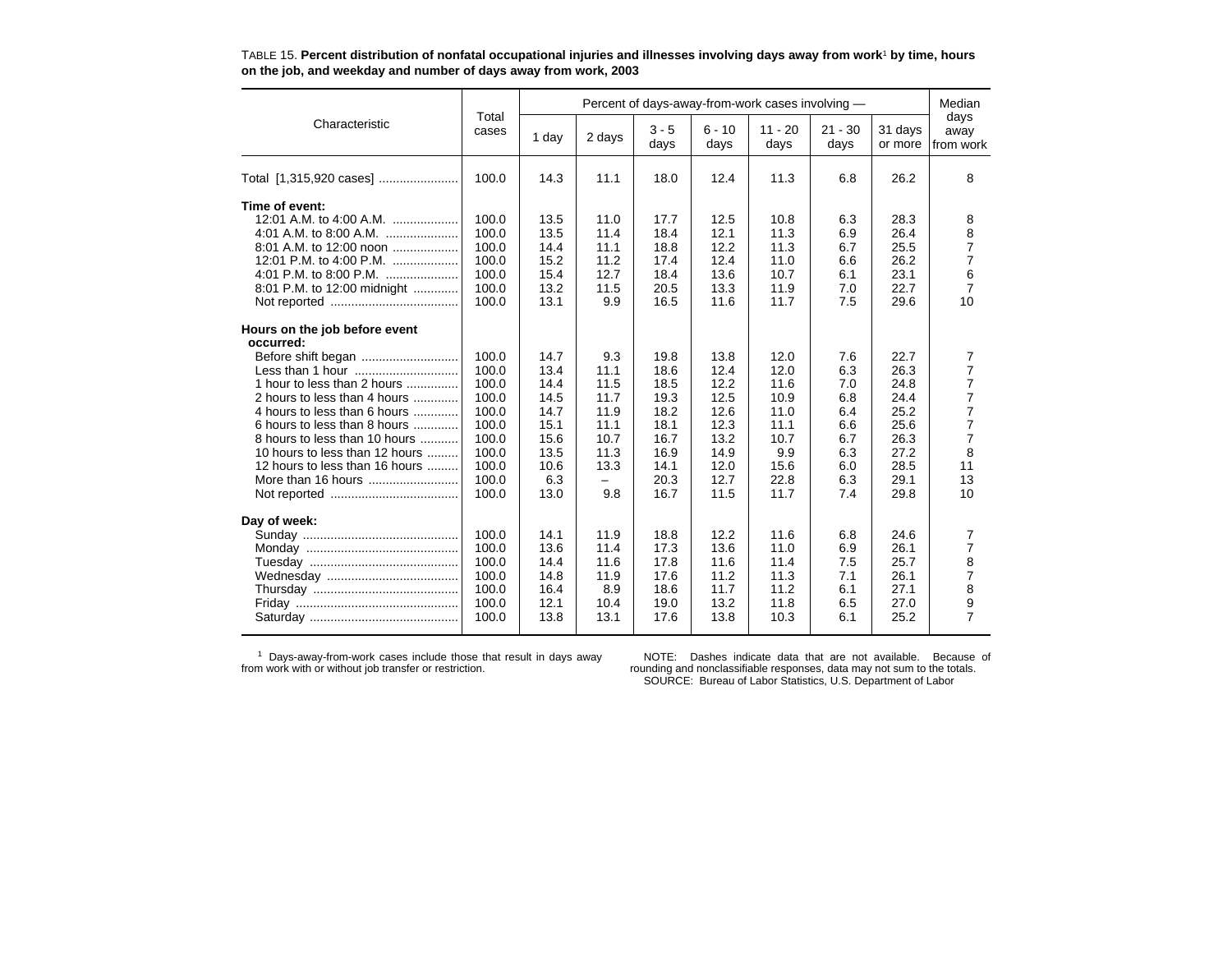TABLE 15. **Percent distribution of nonfatal occupational injuries and illnesses involving days away from work[1] by time, hours on the job, and weekday and number of days away from work, 2003**

| Characteristic | Total cases | Percent of days-away-from-work cases involving — | | | | | | | Median days away from work |
|---|---|---|---|---|---|---|---|---|---|
| | | 1 day | 2 days | 3 - 5 days | 6 - 10 days | 11 - 20 days | 21 - 30 days | 31 days or more | |
| Total [1,315,920 cases] | 100.0 | 14.3 | 11.1 | 18.0 | 12.4 | 11.3 | 6.8 | 26.2 | 8 |
| **Time of event:** | | | | | | | | | |
| 12:01 A.M. to 4:00 A.M. | 100.0 | 13.5 | 11.0 | 17.7 | 12.5 | 10.8 | 6.3 | 28.3 | 8 |
| 4:01 A.M. to 8:00 A.M. | 100.0 | 13.5 | 11.4 | 18.4 | 12.1 | 11.3 | 6.9 | 26.4 | 8 |
| 8:01 A.M. to 12:00 noon | 100.0 | 14.4 | 11.1 | 18.8 | 12.2 | 11.3 | 6.7 | 25.5 | 7 |
| 12:01 P.M. to 4:00 P.M. | 100.0 | 15.2 | 11.2 | 17.4 | 12.4 | 11.0 | 6.6 | 26.2 | 7 |
| 4:01 P.M. to 8:00 P.M. | 100.0 | 15.4 | 12.7 | 18.4 | 13.6 | 10.7 | 6.1 | 23.1 | 6 |
| 8:01 P.M. to 12:00 midnight | 100.0 | 13.2 | 11.5 | 20.5 | 13.3 | 11.9 | 7.0 | 22.7 | 7 |
| Not reported | 100.0 | 13.1 | 9.9 | 16.5 | 11.6 | 11.7 | 7.5 | 29.6 | 10 |
| **Hours on the job before event occurred:** | | | | | | | | | |
| Before shift began | 100.0 | 14.7 | 9.3 | 19.8 | 13.8 | 12.0 | 7.6 | 22.7 | 7 |
| Less than 1 hour | 100.0 | 13.4 | 11.1 | 18.6 | 12.4 | 12.0 | 6.3 | 26.3 | 7 |
| 1 hour to less than 2 hours | 100.0 | 14.4 | 11.5 | 18.5 | 12.2 | 11.6 | 7.0 | 24.8 | 7 |
| 2 hours to less than 4 hours | 100.0 | 14.5 | 11.7 | 19.3 | 12.5 | 10.9 | 6.8 | 24.4 | 7 |
| 4 hours to less than 6 hours | 100.0 | 14.7 | 11.9 | 18.2 | 12.6 | 11.0 | 6.4 | 25.2 | 7 |
| 6 hours to less than 8 hours | 100.0 | 15.1 | 11.1 | 18.1 | 12.3 | 11.1 | 6.6 | 25.6 | 7 |
| 8 hours to less than 10 hours | 100.0 | 15.6 | 10.7 | 16.7 | 13.2 | 10.7 | 6.7 | 26.3 | 7 |
| 10 hours to less than 12 hours | 100.0 | 13.5 | 11.3 | 16.9 | 14.9 | 9.9 | 6.3 | 27.2 | 8 |
| 12 hours to less than 16 hours | 100.0 | 10.6 | 13.3 | 14.1 | 12.0 | 15.6 | 6.0 | 28.5 | 11 |
| More than 16 hours | 100.0 | 6.3 | – | 20.3 | 12.7 | 22.8 | 6.3 | 29.1 | 13 |
| Not reported | 100.0 | 13.0 | 9.8 | 16.7 | 11.5 | 11.7 | 7.4 | 29.8 | 10 |
| **Day of week:** | | | | | | | | | |
| Sunday | 100.0 | 14.1 | 11.9 | 18.8 | 12.2 | 11.6 | 6.8 | 24.6 | 7 |
| Monday | 100.0 | 13.6 | 11.4 | 17.3 | 13.6 | 11.0 | 6.9 | 26.1 | 7 |
| Tuesday | 100.0 | 14.4 | 11.6 | 17.8 | 11.6 | 11.4 | 7.5 | 25.7 | 8 |
| Wednesday | 100.0 | 14.8 | 11.9 | 17.6 | 11.2 | 11.3 | 7.1 | 26.1 | 7 |
| Thursday | 100.0 | 16.4 | 8.9 | 18.6 | 11.7 | 11.2 | 6.1 | 27.1 | 8 |
| Friday | 100.0 | 12.1 | 10.4 | 19.0 | 13.2 | 11.8 | 6.5 | 27.0 | 9 |
| Saturday | 100.0 | 13.8 | 13.1 | 17.6 | 13.8 | 10.3 | 6.1 | 25.2 | 7 |

[1] Days-away-from-work cases include those that result in days away from work with or without job transfer or restriction.

NOTE: Dashes indicate data that are not available. Because of rounding and nonclassifiable responses, data may not sum to the totals.

SOURCE: Bureau of Labor Statistics, U.S. Department of Labor